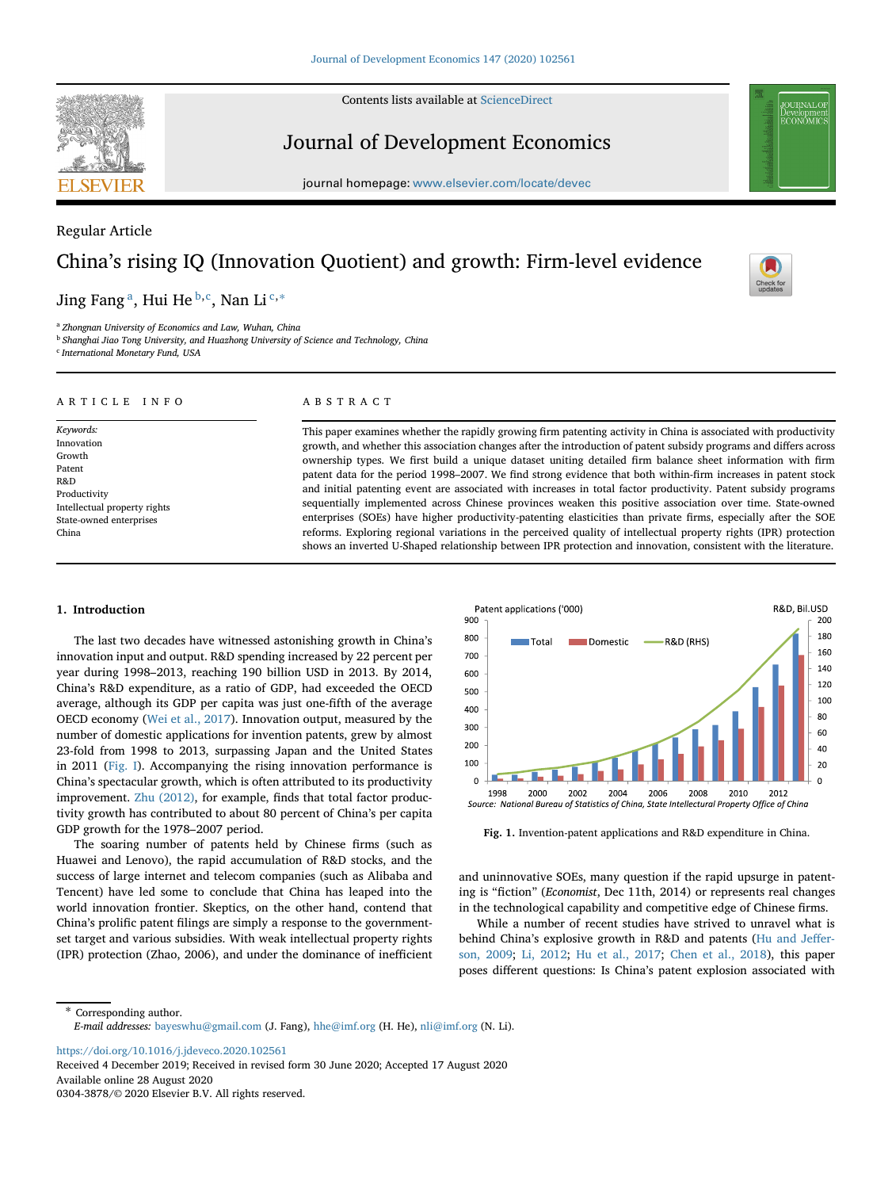Regular Article

# China's rising IQ (Innovation Quotient) and growth: Firm-level evidence

Jing Fang [a], Hui He [b,c], Nan Li [c,*]

[a] Zhongnan University of Economics and Law, Wuhan, China
[b] Shanghai Jiao Tong University, and Huazhong University of Science and Technology, China
[c] International Monetary Fund, USA

## ARTICLE INFO

*Keywords:*
Innovation
Growth
Patent
R&D
Productivity
Intellectual property rights
State-owned enterprises
China

## ABSTRACT

This paper examines whether the rapidly growing firm patenting activity in China is associated with productivity growth, and whether this association changes after the introduction of patent subsidy programs and differs across ownership types. We first build a unique dataset uniting detailed firm balance sheet information with firm patent data for the period 1998–2007. We find strong evidence that both within-firm increases in patent stock and initial patenting event are associated with increases in total factor productivity. Patent subsidy programs sequentially implemented across Chinese provinces weaken this positive association over time. State-owned enterprises (SOEs) have higher productivity-patenting elasticities than private firms, especially after the SOE reforms. Exploring regional variations in the perceived quality of intellectual property rights (IPR) protection shows an inverted U-Shaped relationship between IPR protection and innovation, consistent with the literature.

## 1. Introduction

The last two decades have witnessed astonishing growth in China's innovation input and output. R&D spending increased by 22 percent per year during 1998–2013, reaching 190 billion USD in 2013. By 2014, China's R&D expenditure, as a ratio of GDP, had exceeded the OECD average, although its GDP per capita was just one-fifth of the average OECD economy (Wei et al., 2017). Innovation output, measured by the number of domestic applications for invention patents, grew by almost 23-fold from 1998 to 2013, surpassing Japan and the United States in 2011 (Fig. I). Accompanying the rising innovation performance is China's spectacular growth, which is often attributed to its productivity improvement. Zhu (2012), for example, finds that total factor productivity growth has contributed to about 80 percent of China's per capita GDP growth for the 1978–2007 period.

The soaring number of patents held by Chinese firms (such as Huawei and Lenovo), the rapid accumulation of R&D stocks, and the success of large internet and telecom companies (such as Alibaba and Tencent) have led some to conclude that China has leaped into the world innovation frontier. Skeptics, on the other hand, contend that China's prolific patent filings are simply a response to the government-set target and various subsidies. With weak intellectual property rights (IPR) protection (Zhao, 2006), and under the dominance of inefficient and uninnovative SOEs, many question if the rapid upsurge in patenting is "fiction" (*Economist*, Dec 11th, 2014) or represents real changes in the technological capability and competitive edge of Chinese firms.

Fig. 1. Invention-patent applications and R&D expenditure in China.

While a number of recent studies have strived to unravel what is behind China's explosive growth in R&D and patents (Hu and Jefferson, 2009; Li, 2012; Hu et al., 2017; Chen et al., 2018), this paper poses different questions: Is China's patent explosion associated with

\* Corresponding author.
*E-mail addresses:* bayeswhu@gmail.com (J. Fang), hhe@imf.org (H. He), nli@imf.org (N. Li).

https://doi.org/10.1016/j.jdeveco.2020.102561
Received 4 December 2019; Received in revised form 30 June 2020; Accepted 17 August 2020
Available online 28 August 2020
0304-3878/© 2020 Elsevier B.V. All rights reserved.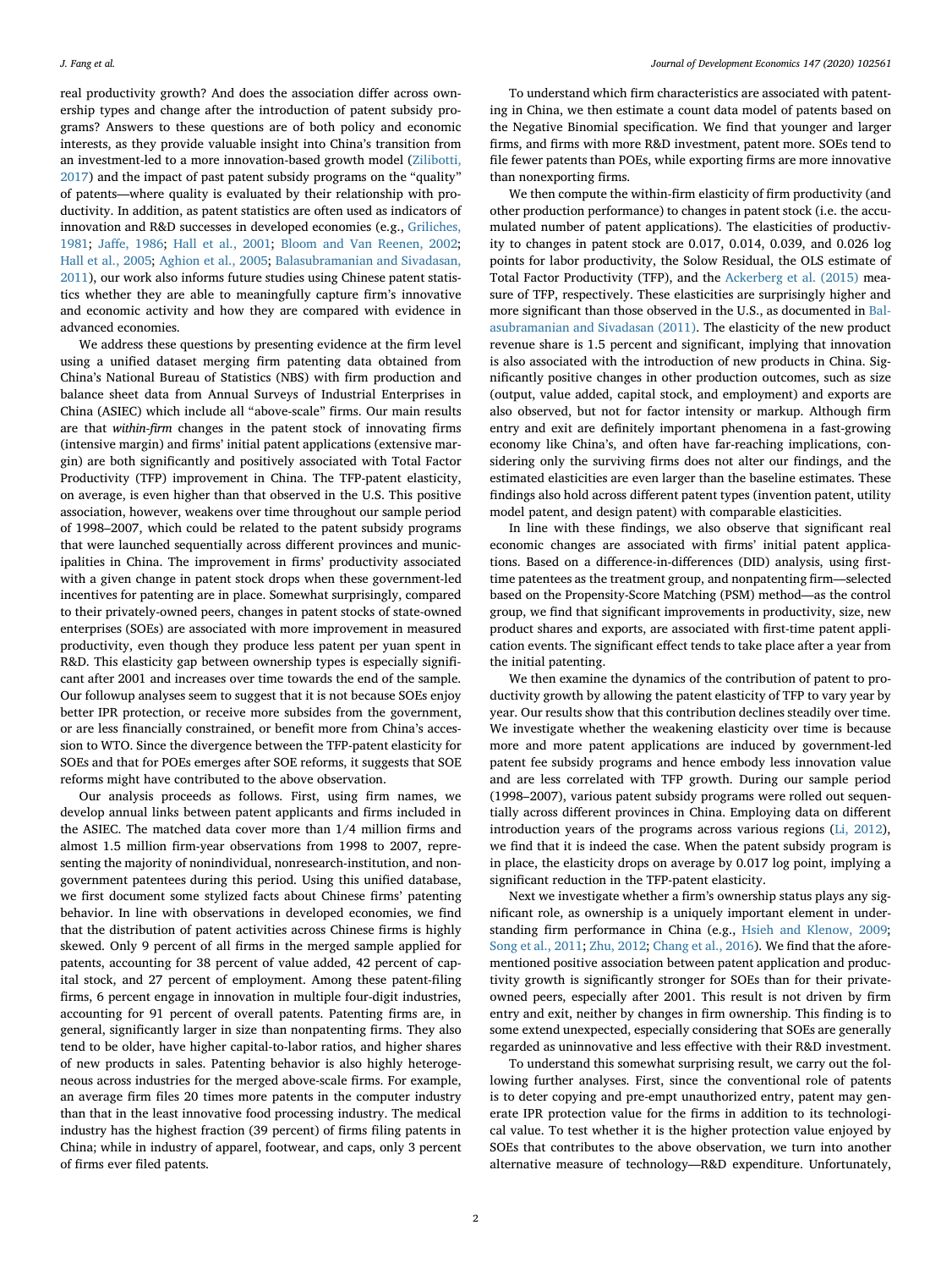real productivity growth? And does the association differ across ownership types and change after the introduction of patent subsidy programs? Answers to these questions are of both policy and economic interests, as they provide valuable insight into China's transition from an investment-led to a more innovation-based growth model (Zilibotti, 2017) and the impact of past patent subsidy programs on the "quality" of patents—where quality is evaluated by their relationship with productivity. In addition, as patent statistics are often used as indicators of innovation and R&D successes in developed economies (e.g., Griliches, 1981; Jaffe, 1986; Hall et al., 2001; Bloom and Van Reenen, 2002; Hall et al., 2005; Aghion et al., 2005; Balasubramanian and Sivadasan, 2011), our work also informs future studies using Chinese patent statistics whether they are able to meaningfully capture firm's innovative and economic activity and how they are compared with evidence in advanced economies.

We address these questions by presenting evidence at the firm level using a unified dataset merging firm patenting data obtained from China's National Bureau of Statistics (NBS) with firm production and balance sheet data from Annual Surveys of Industrial Enterprises in China (ASIEC) which include all "above-scale" firms. Our main results are that *within-firm* changes in the patent stock of innovating firms (intensive margin) and firms' initial patent applications (extensive margin) are both significantly and positively associated with Total Factor Productivity (TFP) improvement in China. The TFP-patent elasticity, on average, is even higher than that observed in the U.S. This positive association, however, weakens over time throughout our sample period of 1998–2007, which could be related to the patent subsidy programs that were launched sequentially across different provinces and municipalities in China. The improvement in firms' productivity associated with a given change in patent stock drops when these government-led incentives for patenting are in place. Somewhat surprisingly, compared to their privately-owned peers, changes in patent stocks of state-owned enterprises (SOEs) are associated with more improvement in measured productivity, even though they produce less patent per yuan spent in R&D. This elasticity gap between ownership types is especially significant after 2001 and increases over time towards the end of the sample. Our followup analyses seem to suggest that it is not because SOEs enjoy better IPR protection, or receive more subsides from the government, or are less financially constrained, or benefit more from China's accession to WTO. Since the divergence between the TFP-patent elasticity for SOEs and that for POEs emerges after SOE reforms, it suggests that SOE reforms might have contributed to the above observation.

Our analysis proceeds as follows. First, using firm names, we develop annual links between patent applicants and firms included in the ASIEC. The matched data cover more than 1/4 million firms and almost 1.5 million firm-year observations from 1998 to 2007, representing the majority of nonindividual, nonresearch-institution, and nongovernment patentees during this period. Using this unified database, we first document some stylized facts about Chinese firms' patenting behavior. In line with observations in developed economies, we find that the distribution of patent activities across Chinese firms is highly skewed. Only 9 percent of all firms in the merged sample applied for patents, accounting for 38 percent of value added, 42 percent of capital stock, and 27 percent of employment. Among these patent-filing firms, 6 percent engage in innovation in multiple four-digit industries, accounting for 91 percent of overall patents. Patenting firms are, in general, significantly larger in size than nonpatenting firms. They also tend to be older, have higher capital-to-labor ratios, and higher shares of new products in sales. Patenting behavior is also highly heterogeneous across industries for the merged above-scale firms. For example, an average firm files 20 times more patents in the computer industry than that in the least innovative food processing industry. The medical industry has the highest fraction (39 percent) of firms filing patents in China; while in industry of apparel, footwear, and caps, only 3 percent of firms ever filed patents.

To understand which firm characteristics are associated with patenting in China, we then estimate a count data model of patents based on the Negative Binomial specification. We find that younger and larger firms, and firms with more R&D investment, patent more. SOEs tend to file fewer patents than POEs, while exporting firms are more innovative than nonexporting firms.

We then compute the within-firm elasticity of firm productivity (and other production performance) to changes in patent stock (i.e. the accumulated number of patent applications). The elasticities of productivity to changes in patent stock are 0.017, 0.014, 0.039, and 0.026 log points for labor productivity, the Solow Residual, the OLS estimate of Total Factor Productivity (TFP), and the Ackerberg et al. (2015) measure of TFP, respectively. These elasticities are surprisingly higher and more significant than those observed in the U.S., as documented in Balasubramanian and Sivadasan (2011). The elasticity of the new product revenue share is 1.5 percent and significant, implying that innovation is also associated with the introduction of new products in China. Significantly positive changes in other production outcomes, such as size (output, value added, capital stock, and employment) and exports are also observed, but not for factor intensity or markup. Although firm entry and exit are definitely important phenomena in a fast-growing economy like China's, and often have far-reaching implications, considering only the surviving firms does not alter our findings, and the estimated elasticities are even larger than the baseline estimates. These findings also hold across different patent types (invention patent, utility model patent, and design patent) with comparable elasticities.

In line with these findings, we also observe that significant real economic changes are associated with firms' initial patent applications. Based on a difference-in-differences (DID) analysis, using first-time patentees as the treatment group, and nonpatenting firm—selected based on the Propensity-Score Matching (PSM) method—as the control group, we find that significant improvements in productivity, size, new product shares and exports, are associated with first-time patent application events. The significant effect tends to take place after a year from the initial patenting.

We then examine the dynamics of the contribution of patent to productivity growth by allowing the patent elasticity of TFP to vary year by year. Our results show that this contribution declines steadily over time. We investigate whether the weakening elasticity over time is because more and more patent applications are induced by government-led patent fee subsidy programs and hence embody less innovation value and are less correlated with TFP growth. During our sample period (1998–2007), various patent subsidy programs were rolled out sequentially across different provinces in China. Employing data on different introduction years of the programs across various regions (Li, 2012), we find that it is indeed the case. When the patent subsidy program is in place, the elasticity drops on average by 0.017 log point, implying a significant reduction in the TFP-patent elasticity.

Next we investigate whether a firm's ownership status plays any significant role, as ownership is a uniquely important element in understanding firm performance in China (e.g., Hsieh and Klenow, 2009; Song et al., 2011; Zhu, 2012; Chang et al., 2016). We find that the aforementioned positive association between patent application and productivity growth is significantly stronger for SOEs than for their private-owned peers, especially after 2001. This result is not driven by firm entry and exit, neither by changes in firm ownership. This finding is to some extend unexpected, especially considering that SOEs are generally regarded as uninnovative and less effective with their R&D investment.

To understand this somewhat surprising result, we carry out the following further analyses. First, since the conventional role of patents is to deter copying and pre-empt unauthorized entry, patent may generate IPR protection value for the firms in addition to its technological value. To test whether it is the higher protection value enjoyed by SOEs that contributes to the above observation, we turn into another alternative measure of technology—R&D expenditure. Unfortunately,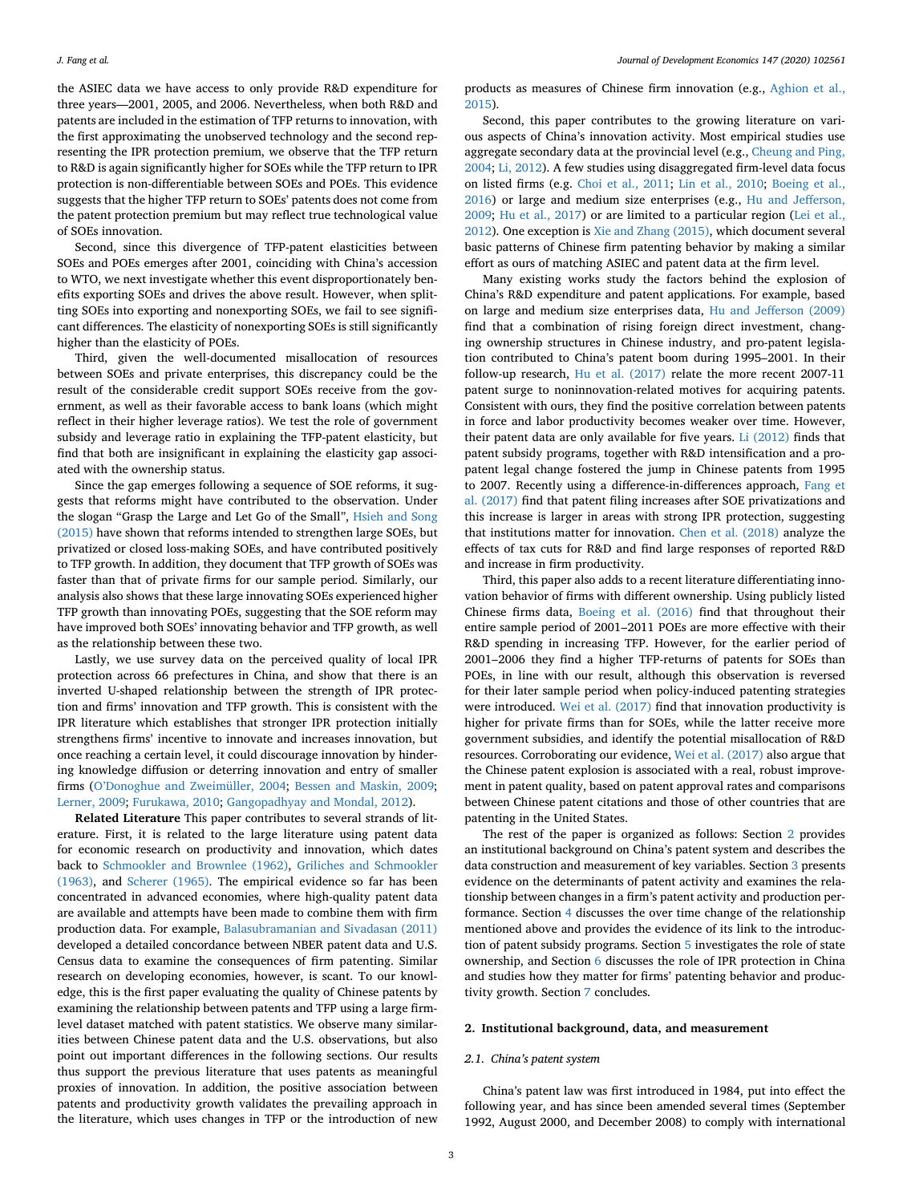the ASIEC data we have access to only provide R&D expenditure for three years—2001, 2005, and 2006. Nevertheless, when both R&D and patents are included in the estimation of TFP returns to innovation, with the first approximating the unobserved technology and the second representing the IPR protection premium, we observe that the TFP return to R&D is again significantly higher for SOEs while the TFP return to IPR protection is non-differentiable between SOEs and POEs. This evidence suggests that the higher TFP return to SOEs' patents does not come from the patent protection premium but may reflect true technological value of SOEs innovation.

Second, since this divergence of TFP-patent elasticities between SOEs and POEs emerges after 2001, coinciding with China's accession to WTO, we next investigate whether this event disproportionately benefits exporting SOEs and drives the above result. However, when splitting SOEs into exporting and nonexporting SOEs, we fail to see significant differences. The elasticity of nonexporting SOEs is still significantly higher than the elasticity of POEs.

Third, given the well-documented misallocation of resources between SOEs and private enterprises, this discrepancy could be the result of the considerable credit support SOEs receive from the government, as well as their favorable access to bank loans (which might reflect in their higher leverage ratios). We test the role of government subsidy and leverage ratio in explaining the TFP-patent elasticity, but find that both are insignificant in explaining the elasticity gap associated with the ownership status.

Since the gap emerges following a sequence of SOE reforms, it suggests that reforms might have contributed to the observation. Under the slogan "Grasp the Large and Let Go of the Small", Hsieh and Song (2015) have shown that reforms intended to strengthen large SOEs, but privatized or closed loss-making SOEs, and have contributed positively to TFP growth. In addition, they document that TFP growth of SOEs was faster than that of private firms for our sample period. Similarly, our analysis also shows that these large innovating SOEs experienced higher TFP growth than innovating POEs, suggesting that the SOE reform may have improved both SOEs' innovating behavior and TFP growth, as well as the relationship between these two.

Lastly, we use survey data on the perceived quality of local IPR protection across 66 prefectures in China, and show that there is an inverted U-shaped relationship between the strength of IPR protection and firms' innovation and TFP growth. This is consistent with the IPR literature which establishes that stronger IPR protection initially strengthens firms' incentive to innovate and increases innovation, but once reaching a certain level, it could discourage innovation by hindering knowledge diffusion or deterring innovation and entry of smaller firms (O'Donoghue and Zweimüller, 2004; Bessen and Maskin, 2009; Lerner, 2009; Furukawa, 2010; Gangopadhyay and Mondal, 2012).

**Related Literature** This paper contributes to several strands of literature. First, it is related to the large literature using patent data for economic research on productivity and innovation, which dates back to Schmookler and Brownlee (1962), Griliches and Schmookler (1963), and Scherer (1965). The empirical evidence so far has been concentrated in advanced economies, where high-quality patent data are available and attempts have been made to combine them with firm production data. For example, Balasubramanian and Sivadasan (2011) developed a detailed concordance between NBER patent data and U.S. Census data to examine the consequences of firm patenting. Similar research on developing economies, however, is scant. To our knowledge, this is the first paper evaluating the quality of Chinese patents by examining the relationship between patents and TFP using a large firm-level dataset matched with patent statistics. We observe many similarities between Chinese patent data and the U.S. observations, but also point out important differences in the following sections. Our results thus support the previous literature that uses patents as meaningful proxies of innovation. In addition, the positive association between patents and productivity growth validates the prevailing approach in the literature, which uses changes in TFP or the introduction of new products as measures of Chinese firm innovation (e.g., Aghion et al., 2015).

Second, this paper contributes to the growing literature on various aspects of China's innovation activity. Most empirical studies use aggregate secondary data at the provincial level (e.g., Cheung and Ping, 2004; Li, 2012). A few studies using disaggregated firm-level data focus on listed firms (e.g. Choi et al., 2011; Lin et al., 2010; Boeing et al., 2016) or large and medium size enterprises (e.g., Hu and Jefferson, 2009; Hu et al., 2017) or are limited to a particular region (Lei et al., 2012). One exception is Xie and Zhang (2015), which document several basic patterns of Chinese firm patenting behavior by making a similar effort as ours of matching ASIEC and patent data at the firm level.

Many existing works study the factors behind the explosion of China's R&D expenditure and patent applications. For example, based on large and medium size enterprises data, Hu and Jefferson (2009) find that a combination of rising foreign direct investment, changing ownership structures in Chinese industry, and pro-patent legislation contributed to China's patent boom during 1995–2001. In their follow-up research, Hu et al. (2017) relate the more recent 2007-11 patent surge to noninnovation-related motives for acquiring patents. Consistent with ours, they find the positive correlation between patents in force and labor productivity becomes weaker over time. However, their patent data are only available for five years. Li (2012) finds that patent subsidy programs, together with R&D intensification and a pro-patent legal change fostered the jump in Chinese patents from 1995 to 2007. Recently using a difference-in-differences approach, Fang et al. (2017) find that patent filing increases after SOE privatizations and this increase is larger in areas with strong IPR protection, suggesting that institutions matter for innovation. Chen et al. (2018) analyze the effects of tax cuts for R&D and find large responses of reported R&D and increase in firm productivity.

Third, this paper also adds to a recent literature differentiating innovation behavior of firms with different ownership. Using publicly listed Chinese firms data, Boeing et al. (2016) find that throughout their entire sample period of 2001–2011 POEs are more effective with their R&D spending in increasing TFP. However, for the earlier period of 2001–2006 they find a higher TFP-returns of patents for SOEs than POEs, in line with our result, although this observation is reversed for their later sample period when policy-induced patenting strategies were introduced. Wei et al. (2017) find that innovation productivity is higher for private firms than for SOEs, while the latter receive more government subsidies, and identify the potential misallocation of R&D resources. Corroborating our evidence, Wei et al. (2017) also argue that the Chinese patent explosion is associated with a real, robust improvement in patent quality, based on patent approval rates and comparisons between Chinese patent citations and those of other countries that are patenting in the United States.

The rest of the paper is organized as follows: Section 2 provides an institutional background on China's patent system and describes the data construction and measurement of key variables. Section 3 presents evidence on the determinants of patent activity and examines the relationship between changes in a firm's patent activity and production performance. Section 4 discusses the over time change of the relationship mentioned above and provides the evidence of its link to the introduction of patent subsidy programs. Section 5 investigates the role of state ownership, and Section 6 discusses the role of IPR protection in China and studies how they matter for firms' patenting behavior and productivity growth. Section 7 concludes.

## 2. Institutional background, data, and measurement

### 2.1. China's patent system

China's patent law was first introduced in 1984, put into effect the following year, and has since been amended several times (September 1992, August 2000, and December 2008) to comply with international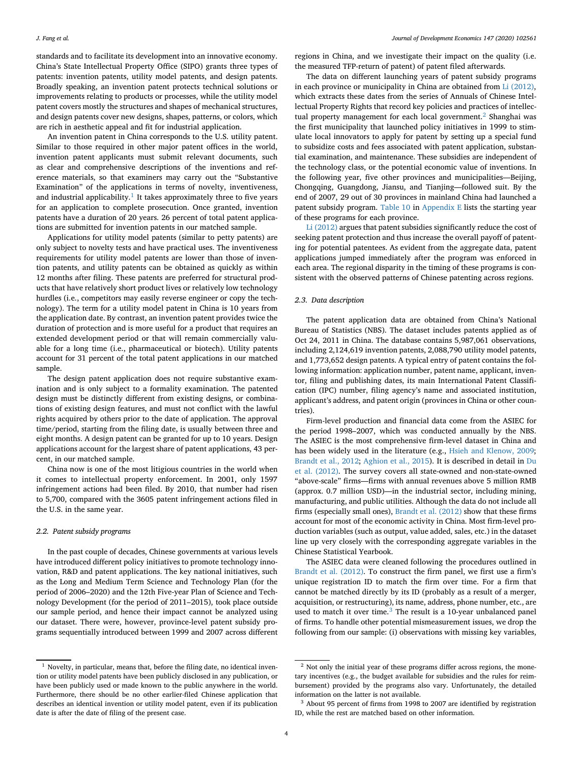standards and to facilitate its development into an innovative economy. China's State Intellectual Property Office (SIPO) grants three types of patents: invention patents, utility model patents, and design patents. Broadly speaking, an invention patent protects technical solutions or improvements relating to products or processes, while the utility model patent covers mostly the structures and shapes of mechanical structures, and design patents cover new designs, shapes, patterns, or colors, which are rich in aesthetic appeal and fit for industrial application.

An invention patent in China corresponds to the U.S. utility patent. Similar to those required in other major patent offices in the world, invention patent applicants must submit relevant documents, such as clear and comprehensive descriptions of the inventions and reference materials, so that examiners may carry out the "Substantive Examination" of the applications in terms of novelty, inventiveness, and industrial applicability.[1] It takes approximately three to five years for an application to complete prosecution. Once granted, invention patents have a duration of 20 years. 26 percent of total patent applications are submitted for invention patents in our matched sample.

Applications for utility model patents (similar to petty patents) are only subject to novelty tests and have practical uses. The inventiveness requirements for utility model patents are lower than those of invention patents, and utility patents can be obtained as quickly as within 12 months after filing. These patents are preferred for structural products that have relatively short product lives or relatively low technology hurdles (i.e., competitors may easily reverse engineer or copy the technology). The term for a utility model patent in China is 10 years from the application date. By contrast, an invention patent provides twice the duration of protection and is more useful for a product that requires an extended development period or that will remain commercially valuable for a long time (i.e., pharmaceutical or biotech). Utility patents account for 31 percent of the total patent applications in our matched sample.

The design patent application does not require substantive examination and is only subject to a formality examination. The patented design must be distinctly different from existing designs, or combinations of existing design features, and must not conflict with the lawful rights acquired by others prior to the date of application. The approval time/period, starting from the filing date, is usually between three and eight months. A design patent can be granted for up to 10 years. Design applications account for the largest share of patent applications, 43 percent, in our matched sample.

China now is one of the most litigious countries in the world when it comes to intellectual property enforcement. In 2001, only 1597 infringement actions had been filed. By 2010, that number had risen to 5,700, compared with the 3605 patent infringement actions filed in the U.S. in the same year.

### 2.2. Patent subsidy programs

In the past couple of decades, Chinese governments at various levels have introduced different policy initiatives to promote technology innovation, R&D and patent applications. The key national initiatives, such as the Long and Medium Term Science and Technology Plan (for the period of 2006–2020) and the 12th Five-year Plan of Science and Technology Development (for the period of 2011–2015), took place outside our sample period, and hence their impact cannot be analyzed using our dataset. There were, however, province-level patent subsidy programs sequentially introduced between 1999 and 2007 across different regions in China, and we investigate their impact on the quality (i.e. the measured TFP-return of patent) of patent filed afterwards.

The data on different launching years of patent subsidy programs in each province or municipality in China are obtained from Li (2012), which extracts these dates from the series of Annuals of Chinese Intellectual Property Rights that record key policies and practices of intellectual property management for each local government.[2] Shanghai was the first municipality that launched policy initiatives in 1999 to stimulate local innovators to apply for patent by setting up a special fund to subsidize costs and fees associated with patent application, substantial examination, and maintenance. These subsidies are independent of the technology class, or the potential economic value of inventions. In the following year, five other provinces and municipalities—Beijing, Chongqing, Guangdong, Jiansu, and Tianjing—followed suit. By the end of 2007, 29 out of 30 provinces in mainland China had launched a patent subsidy program. Table 10 in Appendix E lists the starting year of these programs for each province.

Li (2012) argues that patent subsidies significantly reduce the cost of seeking patent protection and thus increase the overall payoff of patenting for potential patentees. As evident from the aggregate data, patent applications jumped immediately after the program was enforced in each area. The regional disparity in the timing of these programs is consistent with the observed patterns of Chinese patenting across regions.

### 2.3. Data description

The patent application data are obtained from China's National Bureau of Statistics (NBS). The dataset includes patents applied as of Oct 24, 2011 in China. The database contains 5,987,061 observations, including 2,124,619 invention patents, 2,088,790 utility model patents, and 1,773,652 design patents. A typical entry of patent contains the following information: application number, patent name, applicant, inventor, filing and publishing dates, its main International Patent Classification (IPC) number, filing agency's name and associated institution, applicant's address, and patent origin (provinces in China or other countries).

Firm-level production and financial data come from the ASIEC for the period 1998–2007, which was conducted annually by the NBS. The ASIEC is the most comprehensive firm-level dataset in China and has been widely used in the literature (e.g., Hsieh and Klenow, 2009; Brandt et al., 2012; Aghion et al., 2015). It is described in detail in Du et al. (2012). The survey covers all state-owned and non-state-owned "above-scale" firms—firms with annual revenues above 5 million RMB (approx. 0.7 million USD)—in the industrial sector, including mining, manufacturing, and public utilities. Although the data do not include all firms (especially small ones), Brandt et al. (2012) show that these firms account for most of the economic activity in China. Most firm-level production variables (such as output, value added, sales, etc.) in the dataset line up very closely with the corresponding aggregate variables in the Chinese Statistical Yearbook.

The ASIEC data were cleaned following the procedures outlined in Brandt et al. (2012). To construct the firm panel, we first use a firm's unique registration ID to match the firm over time. For a firm that cannot be matched directly by its ID (probably as a result of a merger, acquisition, or restructuring), its name, address, phone number, etc., are used to match it over time.[3] The result is a 10-year unbalanced panel of firms. To handle other potential mismeasurement issues, we drop the following from our sample: (i) observations with missing key variables,

[1] Novelty, in particular, means that, before the filing date, no identical invention or utility model patents have been publicly disclosed in any publication, or have been publicly used or made known to the public anywhere in the world. Furthermore, there should be no other earlier-filed Chinese application that describes an identical invention or utility model patent, even if its publication date is after the date of filing of the present case.

[2] Not only the initial year of these programs differ across regions, the monetary incentives (e.g., the budget available for subsidies and the rules for reimbursement) provided by the programs also vary. Unfortunately, the detailed information on the latter is not available.

[3] About 95 percent of firms from 1998 to 2007 are identified by registration ID, while the rest are matched based on other information.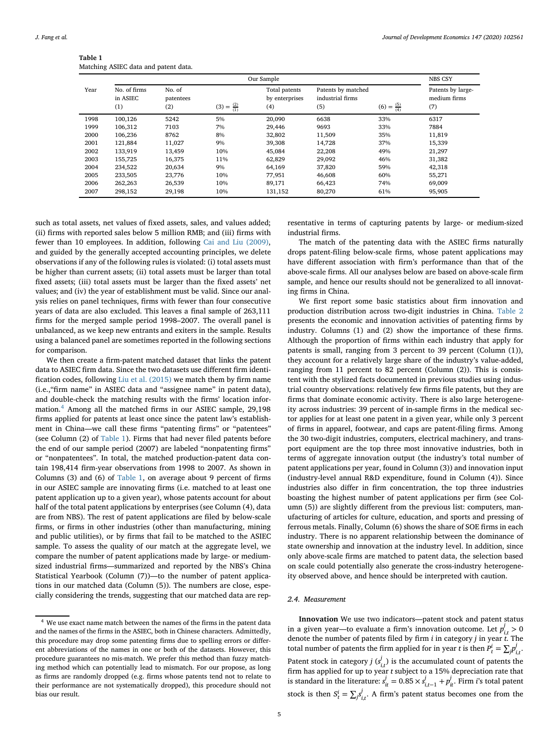**Table 1**
Matching ASIEC data and patent data.

| Year | Our Sample | | | | | | NBS CSY |
|---|---|---|---|---|---|---|---|
| | No. of firms in ASIEC (1) | No. of patentees (2) | (3) = $\frac{(2)}{(1)}$ | Total patents by enterprises (4) | Patents by matched industrial firms (5) | (6) = $\frac{(5)}{(4)}$ | Patents by large-medium firms (7) |
| 1998 | 100,126 | 5242 | 5% | 20,090 | 6638 | 33% | 6317 |
| 1999 | 106,312 | 7103 | 7% | 29,446 | 9693 | 33% | 7884 |
| 2000 | 106,236 | 8762 | 8% | 32,802 | 11,509 | 35% | 11,819 |
| 2001 | 121,884 | 11,027 | 9% | 39,308 | 14,728 | 37% | 15,339 |
| 2002 | 133,919 | 13,459 | 10% | 45,084 | 22,208 | 49% | 21,297 |
| 2003 | 155,725 | 16,375 | 11% | 62,829 | 29,092 | 46% | 31,382 |
| 2004 | 234,522 | 20,634 | 9% | 64,169 | 37,820 | 59% | 42,318 |
| 2005 | 233,505 | 23,776 | 10% | 77,951 | 46,608 | 60% | 55,271 |
| 2006 | 262,263 | 26,539 | 10% | 89,171 | 66,423 | 74% | 69,009 |
| 2007 | 298,152 | 29,198 | 10% | 131,152 | 80,270 | 61% | 95,905 |

such as total assets, net values of fixed assets, sales, and values added; (ii) firms with reported sales below 5 million RMB; and (iii) firms with fewer than 10 employees. In addition, following Cai and Liu (2009), and guided by the generally accepted accounting principles, we delete observations if any of the following rules is violated: (i) total assets must be higher than current assets; (ii) total assets must be larger than total fixed assets; (iii) total assets must be larger than the fixed assets' net values; and (iv) the year of establishment must be valid. Since our analysis relies on panel techniques, firms with fewer than four consecutive years of data are also excluded. This leaves a final sample of 263,111 firms for the merged sample period 1998–2007. The overall panel is unbalanced, as we keep new entrants and exiters in the sample. Results using a balanced panel are sometimes reported in the following sections for comparison.

We then create a firm-patent matched dataset that links the patent data to ASIEC firm data. Since the two datasets use different firm identification codes, following Liu et al. (2015) we match them by firm name (i.e.,"firm name" in ASIEC data and "assignee name" in patent data), and double-check the matching results with the firms' location information.[4] Among all the matched firms in our ASIEC sample, 29,198 firms applied for patents at least once since the patent law's establishment in China—we call these firms "patenting firms" or "patentees" (see Column (2) of Table 1). Firms that had never filed patents before the end of our sample period (2007) are labeled "nonpatenting firms" or "nonpatentees". In total, the matched production-patent data contain 198,414 firm-year observations from 1998 to 2007. As shown in Columns (3) and (6) of Table 1, on average about 9 percent of firms in our ASIEC sample are innovating firms (i.e. matched to at least one patent application up to a given year), whose patents account for about half of the total patent applications by enterprises (see Column (4), data are from NBS). The rest of patent applications are filed by below-scale firms, or firms in other industries (other than manufacturing, mining and public utilities), or by firms that fail to be matched to the ASIEC sample. To assess the quality of our match at the aggregate level, we compare the number of patent applications made by large- or medium-sized industrial firms—summarized and reported by the NBS's China Statistical Yearbook (Column (7))—to the number of patent applications in our matched data (Column (5)). The numbers are close, especially considering the trends, suggesting that our matched data are representative in terms of capturing patents by large- or medium-sized industrial firms.

The match of the patenting data with the ASIEC firms naturally drops patent-filing below-scale firms, whose patent applications may have different association with firm's performance than that of the above-scale firms. All our analyses below are based on above-scale firm sample, and hence our results should not be generalized to all innovating firms in China.

We first report some basic statistics about firm innovation and production distribution across two-digit industries in China. Table 2 presents the economic and innovation activities of patenting firms by industry. Columns (1) and (2) show the importance of these firms. Although the proportion of firms within each industry that apply for patents is small, ranging from 3 percent to 39 percent (Column (1)), they account for a relatively large share of the industry's value-added, ranging from 11 percent to 82 percent (Column (2)). This is consistent with the stylized facts documented in previous studies using industrial country observations: relatively few firms file patents, but they are firms that dominate economic activity. There is also large heterogeneity across industries: 39 percent of in-sample firms in the medical sector applies for at least one patent in a given year, while only 3 percent of firms in apparel, footwear, and caps are patent-filing firms. Among the 30 two-digit industries, computers, electrical machinery, and transport equipment are the top three most innovative industries, both in terms of aggregate innovation output (the industry's total number of patent applications per year, found in Column (3)) and innovation input (industry-level annual R&D expenditure, found in Column (4)). Since industries also differ in firm concentration, the top three industries boasting the highest number of patent applications per firm (see Column (5)) are slightly different from the previous list: computers, manufacturing of articles for culture, education, and sports and pressing of ferrous metals. Finally, Column (6) shows the share of SOE firms in each industry. There is no apparent relationship between the dominance of state ownership and innovation at the industry level. In addition, since only above-scale firms are matched to patent data, the selection based on scale could potentially also generate the cross-industry heterogeneity observed above, and hence should be interpreted with caution.

### 2.4. Measurement

**Innovation** We use two indicators—patent stock and patent status in a given year—to evaluate a firm's innovation outcome. Let $p^j_{i,t} > 0$ denote the number of patents filed by firm $i$ in category $j$ in year $t$. The total number of patents the firm applied for in year $t$ is then $P^i_t = \sum_j p^j_{i,t}$. Patent stock in category $j$ ($s^j_{i,t}$) is the accumulated count of patents the firm has applied for up to year $t$ subject to a 15% depreciation rate that is standard in the literature: $s^j_{it} = 0.85 \times s^j_{i,t-1} + p^j_{it}$. Firm $i$'s total patent stock is then $S^i_t = \sum_j s^j_{i,t}$. A firm's patent status becomes one from the

[4] We use exact name match between the names of the firms in the patent data and the names of the firms in the ASIEC, both in Chinese characters. Admittedly, this procedure may drop some patenting firms due to spelling errors or different abbreviations of the names in one or both of the datasets. However, this procedure guarantees no mis-match. We prefer this method than fuzzy matching method which can potentially lead to mismatch. For our propose, as long as firms are randomly dropped (e.g. firms whose patents tend not to relate to their performance are not systematically dropped), this procedure should not bias our result.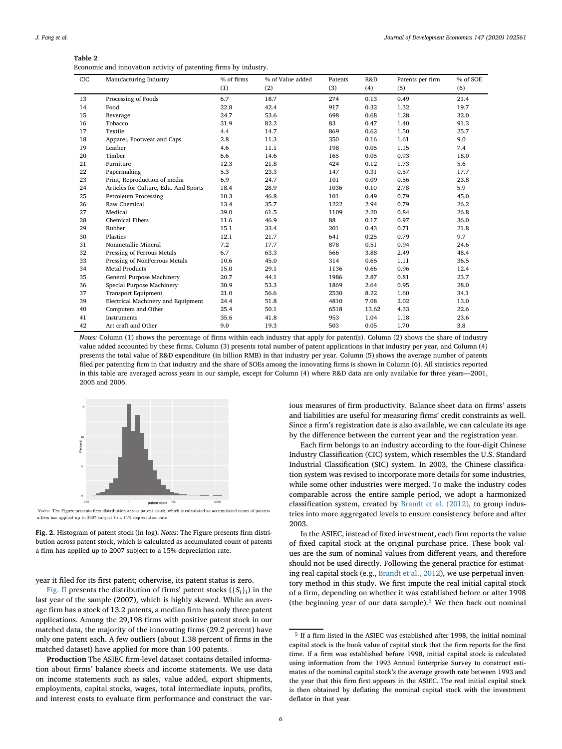**Table 2**
Economic and innovation activity of patenting firms by industry.

| CIC | Manufacturing Industry | % of firms (1) | % of Value added (2) | Patents (3) | R&D (4) | Patents per firm (5) | % of SOE (6) |
|---|---|---|---|---|---|---|---|
| 13 | Processing of Foods | 6.7 | 18.7 | 274 | 0.13 | 0.49 | 21.4 |
| 14 | Food | 22.8 | 42.4 | 917 | 0.32 | 1.32 | 19.7 |
| 15 | Beverage | 24.7 | 53.6 | 698 | 0.68 | 1.28 | 32.0 |
| 16 | Tobacco | 31.9 | 82.2 | 83 | 0.47 | 1.40 | 91.3 |
| 17 | Textile | 4.4 | 14.7 | 869 | 0.62 | 1.50 | 25.7 |
| 18 | Apparel, Footwear and Caps | 2.8 | 11.3 | 350 | 0.16 | 1.61 | 9.0 |
| 19 | Leather | 4.6 | 11.1 | 198 | 0.05 | 1.15 | 7.4 |
| 20 | Timber | 6.6 | 14.6 | 165 | 0.05 | 0.93 | 18.0 |
| 21 | Furniture | 12.3 | 21.8 | 424 | 0.12 | 1.73 | 5.6 |
| 22 | Papermaking | 5.3 | 23.3 | 147 | 0.31 | 0.57 | 17.7 |
| 23 | Print, Reproduction of media | 6.9 | 24.7 | 101 | 0.09 | 0.56 | 23.8 |
| 24 | Articles for Culture, Edu. And Sports | 18.4 | 28.9 | 1036 | 0.10 | 2.78 | 5.9 |
| 25 | Petroleum Processing | 10.3 | 46.8 | 101 | 0.49 | 0.79 | 45.0 |
| 26 | Raw Chemical | 13.4 | 35.7 | 1222 | 2.94 | 0.79 | 26.2 |
| 27 | Medical | 39.0 | 61.5 | 1109 | 2.20 | 0.84 | 26.8 |
| 28 | Chemical Fibers | 11.6 | 46.9 | 88 | 0.17 | 0.97 | 36.0 |
| 29 | Rubber | 15.1 | 33.4 | 201 | 0.43 | 0.71 | 21.8 |
| 30 | Plastics | 12.1 | 21.7 | 641 | 0.25 | 0.79 | 9.7 |
| 31 | Nonmetallic Mineral | 7.2 | 17.7 | 878 | 0.51 | 0.94 | 24.6 |
| 32 | Pressing of Ferrous Metals | 6.7 | 63.3 | 566 | 3.88 | 2.49 | 48.4 |
| 33 | Pressing of NonFerrous Metals | 10.6 | 45.0 | 314 | 0.65 | 1.11 | 36.5 |
| 34 | Metal Products | 15.0 | 29.1 | 1136 | 0.66 | 0.96 | 12.4 |
| 35 | General Purpose Machinery | 20.7 | 44.1 | 1986 | 2.87 | 0.81 | 23.7 |
| 36 | Special Purpose Machinery | 30.9 | 53.3 | 1869 | 2.64 | 0.95 | 28.0 |
| 37 | Transport Equipment | 21.0 | 56.6 | 2530 | 8.22 | 1.60 | 34.1 |
| 39 | Electrical Machinery and Equipment | 24.4 | 51.8 | 4810 | 7.08 | 2.02 | 13.0 |
| 40 | Computers and Other | 25.4 | 50.1 | 6518 | 13.62 | 4.33 | 22.6 |
| 41 | Instruments | 35.6 | 41.8 | 953 | 1.04 | 1.18 | 23.6 |
| 42 | Art craft and Other | 9.0 | 19.3 | 503 | 0.05 | 1.70 | 3.8 |

*Notes:* Column (1) shows the percentage of firms within each industry that apply for patent(s). Column (2) shows the share of industry value added accounted by these firms. Column (3) presents total number of patent applications in that industry per year, and Column (4) presents the total value of R&D expenditure (in billion RMB) in that industry per year. Column (5) shows the average number of patents filed per patenting firm in that industry and the share of SOEs among the innovating firms is shown in Column (6). All statistics reported in this table are averaged across years in our sample, except for Column (4) where R&D data are only available for three years—2001, 2005 and 2006.

*Notes:* The Figure presents firm distribution across patent stock, which is calculated as accumulated count of patents a firm has applied up to 2007 subject to a 15% depreciation rate.

**Fig. 2.** Histogram of patent stock (in log). *Notes*: The Figure presents firm distribution across patent stock, which is calculated as accumulated count of patents a firm has applied up to 2007 subject to a 15% depreciation rate.

year it filed for its first patent; otherwise, its patent status is zero.

Fig. II presents the distribution of firms' patent stocks ($\{S_i\}_i$) in the last year of the sample (2007), which is highly skewed. While an average firm has a stock of 13.2 patents, a median firm has only three patent applications. Among the 29,198 firms with positive patent stock in our matched data, the majority of the innovating firms (29.2 percent) have only one patent each. A few outliers (about 1.38 percent of firms in the matched dataset) have applied for more than 100 patents.

**Production** The ASIEC firm-level dataset contains detailed information about firms' balance sheets and income statements. We use data on income statements such as sales, value added, export shipments, employments, capital stocks, wages, total intermediate inputs, profits, and interest costs to evaluate firm performance and construct the various measures of firm productivity. Balance sheet data on firms' assets and liabilities are useful for measuring firms' credit constraints as well. Since a firm's registration date is also available, we can calculate its age by the difference between the current year and the registration year.

Each firm belongs to an industry according to the four-digit Chinese Industry Classification (CIC) system, which resembles the U.S. Standard Industrial Classification (SIC) system. In 2003, the Chinese classification system was revised to incorporate more details for some industries, while some other industries were merged. To make the industry codes comparable across the entire sample period, we adopt a harmonized classification system, created by Brandt et al. (2012), to group industries into more aggregated levels to ensure consistency before and after 2003.

In the ASIEC, instead of fixed investment, each firm reports the value of fixed capital stock at the original purchase price. These book values are the sum of nominal values from different years, and therefore should not be used directly. Following the general practice for estimating real capital stock (e.g., Brandt et al., 2012), we use perpetual inventory method in this study. We first impute the real initial capital stock of a firm, depending on whether it was established before or after 1998 (the beginning year of our data sample).[5] We then back out nominal

[5] If a firm listed in the ASIEC was established after 1998, the initial nominal capital stock is the book value of capital stock that the firm reports for the first time. If a firm was established before 1998, initial capital stock is calculated using information from the 1993 Annual Enterprise Survey to construct estimates of the nominal capital stock's the average growth rate between 1993 and the year that this firm first appears in the ASIEC. The real initial capital stock is then obtained by deflating the nominal capital stock with the investment deflator in that year.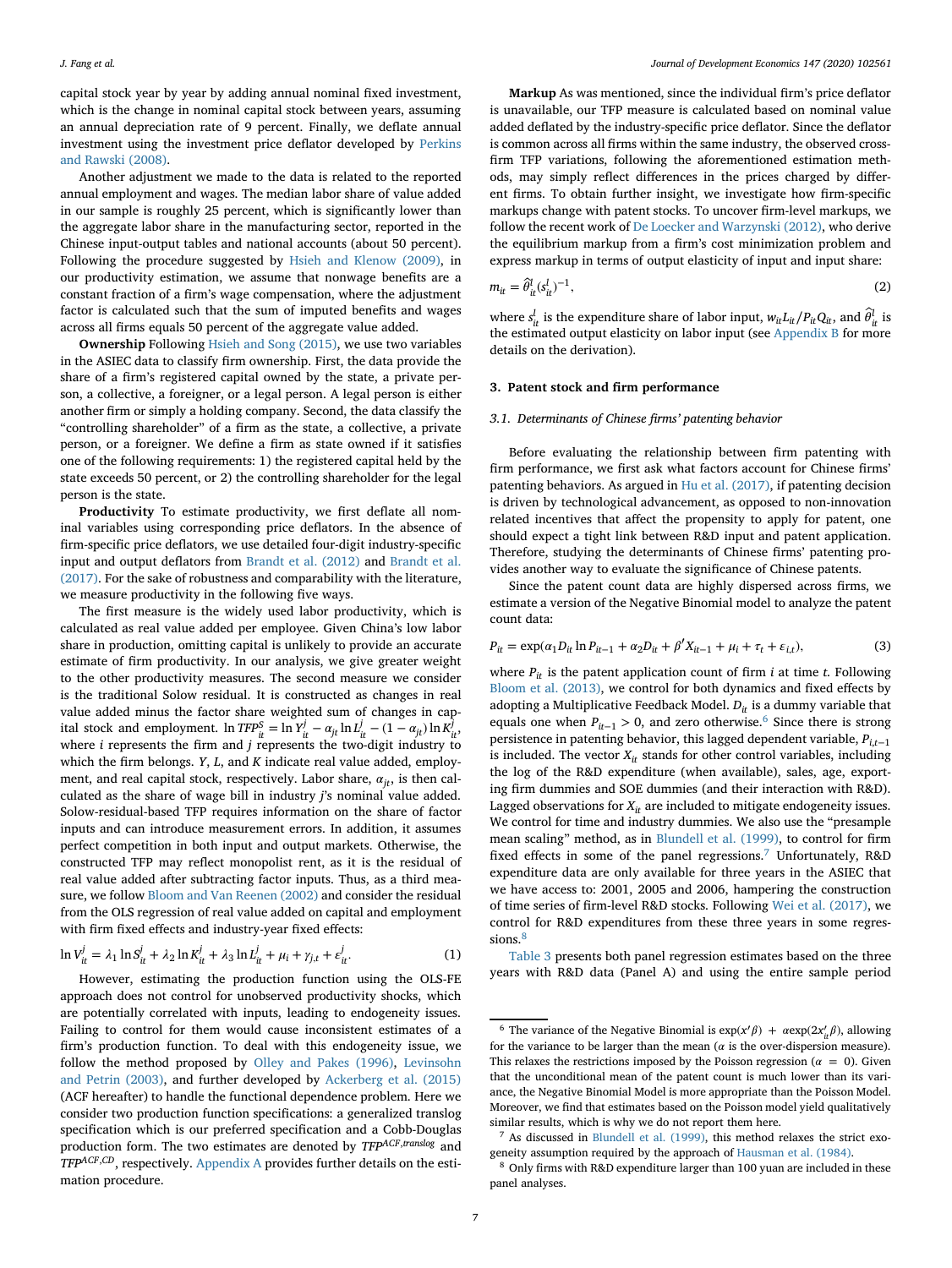capital stock year by year by adding annual nominal fixed investment, which is the change in nominal capital stock between years, assuming an annual depreciation rate of 9 percent. Finally, we deflate annual investment using the investment price deflator developed by Perkins and Rawski (2008).

Another adjustment we made to the data is related to the reported annual employment and wages. The median labor share of value added in our sample is roughly 25 percent, which is significantly lower than the aggregate labor share in the manufacturing sector, reported in the Chinese input-output tables and national accounts (about 50 percent). Following the procedure suggested by Hsieh and Klenow (2009), in our productivity estimation, we assume that nonwage benefits are a constant fraction of a firm's wage compensation, where the adjustment factor is calculated such that the sum of imputed benefits and wages across all firms equals 50 percent of the aggregate value added.

**Ownership** Following Hsieh and Song (2015), we use two variables in the ASIEC data to classify firm ownership. First, the data provide the share of a firm's registered capital owned by the state, a private person, a collective, a foreigner, or a legal person. A legal person is either another firm or simply a holding company. Second, the data classify the "controlling shareholder" of a firm as the state, a collective, a private person, or a foreigner. We define a firm as state owned if it satisfies one of the following requirements: 1) the registered capital held by the state exceeds 50 percent, or 2) the controlling shareholder for the legal person is the state.

**Productivity** To estimate productivity, we first deflate all nominal variables using corresponding price deflators. In the absence of firm-specific price deflators, we use detailed four-digit industry-specific input and output deflators from Brandt et al. (2012) and Brandt et al. (2017). For the sake of robustness and comparability with the literature, we measure productivity in the following five ways.

The first measure is the widely used labor productivity, which is calculated as real value added per employee. Given China's low labor share in production, omitting capital is unlikely to provide an accurate estimate of firm productivity. In our analysis, we give greater weight to the other productivity measures. The second measure we consider is the traditional Solow residual. It is constructed as changes in real value added minus the factor share weighted sum of changes in capital stock and employment. $\ln TFP^S_{it} = \ln Y^j_{it} - \alpha_{jt} \ln L^j_{it} - (1 - \alpha_{jt}) \ln K^j_{it}$, where $i$ represents the firm and $j$ represents the two-digit industry to which the firm belongs. $Y$, $L$, and $K$ indicate real value added, employment, and real capital stock, respectively. Labor share, $\alpha_{jt}$, is then calculated as the share of wage bill in industry $j$'s nominal value added. Solow-residual-based TFP requires information on the share of factor inputs and can introduce measurement errors. In addition, it assumes perfect competition in both input and output markets. Otherwise, the constructed TFP may reflect monopolist rent, as it is the residual of real value added after subtracting factor inputs. Thus, as a third measure, we follow Bloom and Van Reenen (2002) and consider the residual from the OLS regression of real value added on capital and employment with firm fixed effects and industry-year fixed effects:

$$\ln V^j_{it} = \lambda_1 \ln S^j_{it} + \lambda_2 \ln K^j_{it} + \lambda_3 \ln L^j_{it} + \mu_i + \gamma_{j,t} + \varepsilon^j_{it}. \tag{1}$$

However, estimating the production function using the OLS-FE approach does not control for unobserved productivity shocks, which are potentially correlated with inputs, leading to endogeneity issues. Failing to control for them would cause inconsistent estimates of a firm's production function. To deal with this endogeneity issue, we follow the method proposed by Olley and Pakes (1996), Levinsohn and Petrin (2003), and further developed by Ackerberg et al. (2015) (ACF hereafter) to handle the functional dependence problem. Here we consider two production function specifications: a generalized translog specification which is our preferred specification and a Cobb-Douglas production form. The two estimates are denoted by $TFP^{ACF,translog}$ and $TFP^{ACF,CD}$, respectively. Appendix A provides further details on the estimation procedure.

**Markup** As was mentioned, since the individual firm's price deflator is unavailable, our TFP measure is calculated based on nominal value added deflated by the industry-specific price deflator. Since the deflator is common across all firms within the same industry, the observed cross-firm TFP variations, following the aforementioned estimation methods, may simply reflect differences in the prices charged by different firms. To obtain further insight, we investigate how firm-specific markups change with patent stocks. To uncover firm-level markups, we follow the recent work of De Loecker and Warzynski (2012), who derive the equilibrium markup from a firm's cost minimization problem and express markup in terms of output elasticity of input and input share:

$$m_{it} = \hat{\theta}^l_{it} (s^l_{it})^{-1}, \tag{2}$$

where $s^l_{it}$ is the expenditure share of labor input, $w_{it}L_{it}/P_{it}Q_{it}$, and $\hat{\theta}^l_{it}$ is the estimated output elasticity on labor input (see Appendix B for more details on the derivation).

## 3. Patent stock and firm performance

### 3.1. Determinants of Chinese firms' patenting behavior

Before evaluating the relationship between firm patenting with firm performance, we first ask what factors account for Chinese firms' patenting behaviors. As argued in Hu et al. (2017), if patenting decision is driven by technological advancement, as opposed to non-innovation related incentives that affect the propensity to apply for patent, one should expect a tight link between R&D input and patent application. Therefore, studying the determinants of Chinese firms' patenting provides another way to evaluate the significance of Chinese patents.

Since the patent count data are highly dispersed across firms, we estimate a version of the Negative Binomial model to analyze the patent count data:

$$P_{it} = \exp(\alpha_1 D_{it} \ln P_{it-1} + \alpha_2 D_{it} + \beta' X_{it-1} + \mu_i + \tau_t + \varepsilon_{i,t}), \tag{3}$$

where $P_{it}$ is the patent application count of firm $i$ at time $t$. Following Bloom et al. (2013), we control for both dynamics and fixed effects by adopting a Multiplicative Feedback Model. $D_{it}$ is a dummy variable that equals one when $P_{it-1} > 0$, and zero otherwise.[6] Since there is strong persistence in patenting behavior, this lagged dependent variable, $P_{i,t-1}$ is included. The vector $X_{it}$ stands for other control variables, including the log of the R&D expenditure (when available), sales, age, exporting firm dummies and SOE dummies (and their interaction with R&D). Lagged observations for $X_{it}$ are included to mitigate endogeneity issues. We control for time and industry dummies. We also use the "presample mean scaling" method, as in Blundell et al. (1999), to control for firm fixed effects in some of the panel regressions.[7] Unfortunately, R&D expenditure data are only available for three years in the ASIEC that we have access to: 2001, 2005 and 2006, hampering the construction of time series of firm-level R&D stocks. Following Wei et al. (2017), we control for R&D expenditures from these three years in some regressions.[8]

Table 3 presents both panel regression estimates based on the three years with R&D data (Panel A) and using the entire sample period

---

[6] The variance of the Negative Binomial is $\exp(x'\beta) + \alpha\exp(2x'_{it}\beta)$, allowing for the variance to be larger than the mean ($\alpha$ is the over-dispersion measure). This relaxes the restrictions imposed by the Poisson regression ($\alpha = 0$). Given that the unconditional mean of the patent count is much lower than its variance, the Negative Binomial Model is more appropriate than the Poisson Model. Moreover, we find that estimates based on the Poisson model yield qualitatively similar results, which is why we do not report them here.

[7] As discussed in Blundell et al. (1999), this method relaxes the strict exogeneity assumption required by the approach of Hausman et al. (1984).

[8] Only firms with R&D expenditure larger than 100 yuan are included in these panel analyses.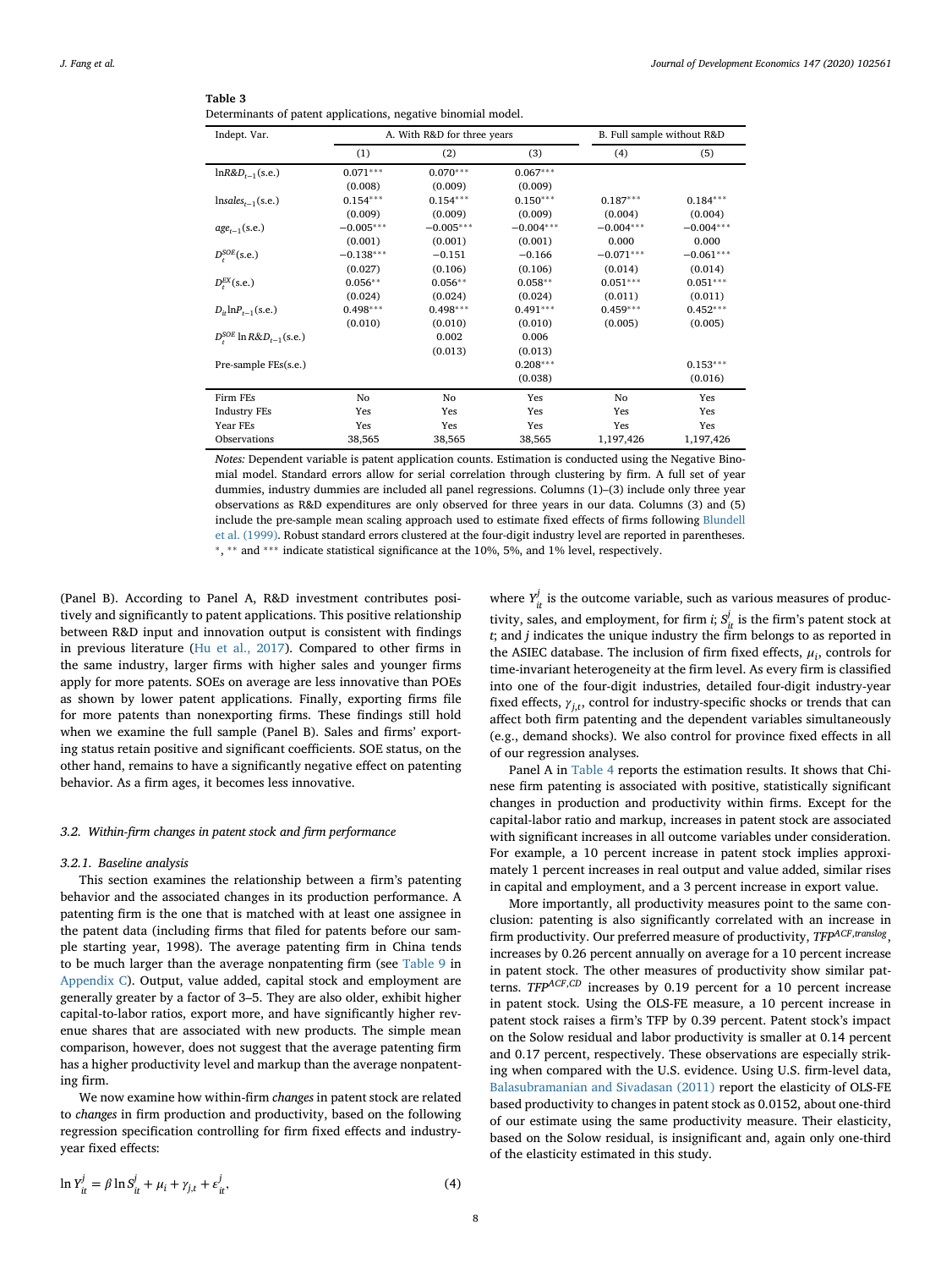**Table 3**
Determinants of patent applications, negative binomial model.

| Indept. Var. | A. With R&D for three years | | | B. Full sample without R&D | |
|---|---|---|---|---|---|
| | (1) | (2) | (3) | (4) | (5) |
| $\ln R\&D_{t-1}$(s.e.) | 0.071*** | 0.070*** | 0.067*** | | |
| | (0.008) | (0.009) | (0.009) | | |
| $\ln sales_{t-1}$(s.e.) | 0.154*** | 0.154*** | 0.150*** | 0.187*** | 0.184*** |
| | (0.009) | (0.009) | (0.009) | (0.004) | (0.004) |
| $age_{t-1}$(s.e.) | −0.005*** | −0.005*** | −0.004*** | −0.004*** | −0.004*** |
| | (0.001) | (0.001) | (0.001) | 0.000 | 0.000 |
| $D_t^{SOE}$(s.e.) | −0.138*** | −0.151 | −0.166 | −0.071*** | −0.061*** |
| | (0.027) | (0.106) | (0.106) | (0.014) | (0.014) |
| $D_t^{EX}$(s.e.) | 0.056** | 0.056** | 0.058** | 0.051*** | 0.051*** |
| | (0.024) | (0.024) | (0.024) | (0.011) | (0.011) |
| $D_{it}\ln P_{t-1}$(s.e.) | 0.498*** | 0.498*** | 0.491*** | 0.459*** | 0.452*** |
| | (0.010) | (0.010) | (0.010) | (0.005) | (0.005) |
| $D_t^{SOE}\ln R\&D_{t-1}$(s.e.) | | 0.002 | 0.006 | | |
| | | (0.013) | (0.013) | | |
| Pre-sample FEs(s.e.) | | | 0.208*** | | 0.153*** |
| | | | (0.038) | | (0.016) |
| Firm FEs | No | No | Yes | No | Yes |
| Industry FEs | Yes | Yes | Yes | Yes | Yes |
| Year FEs | Yes | Yes | Yes | Yes | Yes |
| Observations | 38,565 | 38,565 | 38,565 | 1,197,426 | 1,197,426 |

*Notes:* Dependent variable is patent application counts. Estimation is conducted using the Negative Binomial model. Standard errors allow for serial correlation through clustering by firm. A full set of year dummies, industry dummies are included all panel regressions. Columns (1)–(3) include only three year observations as R&D expenditures are only observed for three years in our data. Columns (3) and (5) include the pre-sample mean scaling approach used to estimate fixed effects of firms following Blundell et al. (1999). Robust standard errors clustered at the four-digit industry level are reported in parentheses. *, ** and *** indicate statistical significance at the 10%, 5%, and 1% level, respectively.

(Panel B). According to Panel A, R&D investment contributes positively and significantly to patent applications. This positive relationship between R&D input and innovation output is consistent with findings in previous literature (Hu et al., 2017). Compared to other firms in the same industry, larger firms with higher sales and younger firms apply for more patents. SOEs on average are less innovative than POEs as shown by lower patent applications. Finally, exporting firms file for more patents than nonexporting firms. These findings still hold when we examine the full sample (Panel B). Sales and firms' exporting status retain positive and significant coefficients. SOE status, on the other hand, remains to have a significantly negative effect on patenting behavior. As a firm ages, it becomes less innovative.

### 3.2. Within-firm changes in patent stock and firm performance

#### 3.2.1. Baseline analysis

This section examines the relationship between a firm's patenting behavior and the associated changes in its production performance. A patenting firm is the one that is matched with at least one assignee in the patent data (including firms that filed for patents before our sample starting year, 1998). The average patenting firm in China tends to be much larger than the average nonpatenting firm (see Table 9 in Appendix C). Output, value added, capital stock and employment are generally greater by a factor of 3–5. They are also older, exhibit higher capital-to-labor ratios, export more, and have significantly higher revenue shares that are associated with new products. The simple mean comparison, however, does not suggest that the average patenting firm has a higher productivity level and markup than the average nonpatenting firm.

We now examine how within-firm *changes* in patent stock are related to *changes* in firm production and productivity, based on the following regression specification controlling for firm fixed effects and industry-year fixed effects:

$$\ln Y_{it}^{j} = \beta \ln S_{it}^{j} + \mu_i + \gamma_{j,t} + \varepsilon_{it}^{j}, \tag{4}$$

where $Y_{it}^{j}$ is the outcome variable, such as various measures of productivity, sales, and employment, for firm $i$; $S_{it}^{j}$ is the firm's patent stock at $t$; and $j$ indicates the unique industry the firm belongs to as reported in the ASIEC database. The inclusion of firm fixed effects, $\mu_i$, controls for time-invariant heterogeneity at the firm level. As every firm is classified into one of the four-digit industries, detailed four-digit industry-year fixed effects, $\gamma_{j,t}$, control for industry-specific shocks or trends that can affect both firm patenting and the dependent variables simultaneously (e.g., demand shocks). We also control for province fixed effects in all of our regression analyses.

Panel A in Table 4 reports the estimation results. It shows that Chinese firm patenting is associated with positive, statistically significant changes in production and productivity within firms. Except for the capital-labor ratio and markup, increases in patent stock are associated with significant increases in all outcome variables under consideration. For example, a 10 percent increase in patent stock implies approximately 1 percent increases in real output and value added, similar rises in capital and employment, and a 3 percent increase in export value.

More importantly, all productivity measures point to the same conclusion: patenting is also significantly correlated with an increase in firm productivity. Our preferred measure of productivity, $TFP^{ACF,translog}$, increases by 0.26 percent annually on average for a 10 percent increase in patent stock. The other measures of productivity show similar patterns. $TFP^{ACF,CD}$ increases by 0.19 percent for a 10 percent increase in patent stock. Using the OLS-FE measure, a 10 percent increase in patent stock raises a firm's TFP by 0.39 percent. Patent stock's impact on the Solow residual and labor productivity is smaller at 0.14 percent and 0.17 percent, respectively. These observations are especially striking when compared with the U.S. evidence. Using U.S. firm-level data, Balasubramanian and Sivadasan (2011) report the elasticity of OLS-FE based productivity to changes in patent stock as 0.0152, about one-third of our estimate using the same productivity measure. Their elasticity, based on the Solow residual, is insignificant and, again only one-third of the elasticity estimated in this study.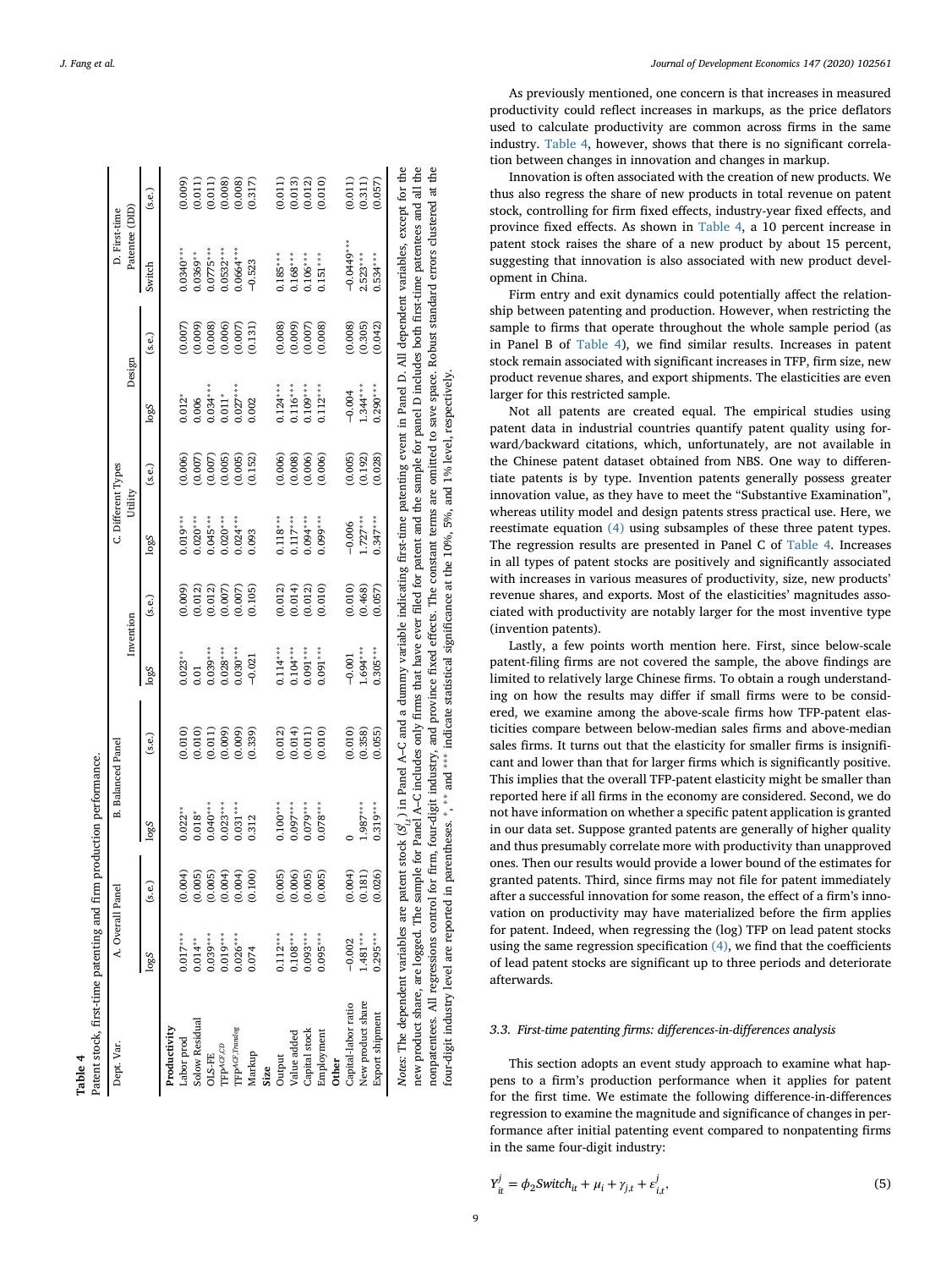**Table 4**
Patent stock, first-time patenting and firm production performance.

| Dept. Var. | A. Overall Panel | | B. Balanced Panel | | C. Different Types | | | | | | D. First-time Patentee (DID) | |
|---|---|---|---|---|---|---|---|---|---|---|---|---|
| | | | | | Invention | | Utility | | Design | | | |
| | logS | (s.e.) | logS | (s.e.) | logS | (s.e.) | logS | (s.e.) | logS | (s.e.) | Switch | (s.e.) |
| **Productivity** | | | | | | | | | | | | |
| Labor prod | 0.017*** | (0.004) | 0.022** | (0.010) | 0.023** | (0.009) | 0.019*** | (0.006) | 0.012* | (0.007) | 0.0340*** | (0.009) |
| Solow Residual | 0.014** | (0.005) | 0.018* | (0.010) | 0.01 | (0.012) | 0.020*** | (0.007) | 0.006 | (0.009) | 0.0369** | (0.011) |
| OLS-FE | 0.039*** | (0.005) | 0.040*** | (0.011) | 0.039*** | (0.012) | 0.045*** | (0.007) | 0.034*** | (0.008) | 0.0775*** | (0.011) |
| $TFP^{ACF,CD}$ | 0.019*** | (0.004) | 0.023*** | (0.009) | 0.028*** | (0.007) | 0.020*** | (0.005) | 0.011* | (0.006) | 0.0532*** | (0.008) |
| $TFP^{ACF,Translog}$ | 0.026*** | (0.004) | 0.031*** | (0.009) | 0.030*** | (0.007) | 0.024*** | (0.005) | 0.027*** | (0.007) | 0.0664*** | (0.008) |
| Markup | 0.074 | (0.100) | 0.312 | (0.339) | −0.021 | (0.105) | 0.093 | (0.152) | 0.002 | (0.131) | −0.523 | (0.317) |
| **Size** | | | | | | | | | | | | |
| Output | 0.112*** | (0.005) | 0.100*** | (0.012) | 0.114*** | (0.012) | 0.118*** | (0.006) | 0.124*** | (0.008) | 0.185*** | (0.011) |
| Value added | 0.108*** | (0.006) | 0.097*** | (0.014) | 0.104*** | (0.014) | 0.117*** | (0.008) | 0.116*** | (0.009) | 0.168*** | (0.013) |
| Capital stock | 0.093*** | (0.005) | 0.079*** | (0.011) | 0.091*** | (0.012) | 0.094*** | (0.006) | 0.109*** | (0.007) | 0.106*** | (0.012) |
| Employment | 0.095*** | (0.005) | 0.078*** | (0.010) | 0.091*** | (0.010) | 0.099*** | (0.006) | 0.112*** | (0.008) | 0.151*** | (0.010) |
| **Other** | | | | | | | | | | | | |
| Capital-labor ratio | −0.002 | (0.004) | 0 | (0.010) | −0.001 | (0.010) | −0.006 | (0.005) | −0.004 | (0.008) | −0.0449*** | (0.011) |
| New product share | 1.481*** | (0.181) | 1.987*** | (0.358) | 1.694*** | (0.468) | 1.727*** | (0.192) | 1.344*** | (0.305) | 2.523*** | (0.311) |
| Export shipment | 0.295*** | (0.026) | 0.319*** | (0.055) | 0.305*** | (0.057) | 0.347*** | (0.028) | 0.290*** | (0.042) | 0.534*** | (0.057) |

*Notes:* The dependent variables are patent stock ($S^j_{i,t}$) in Panel A–C and a dummy variable indicating first-time patenting event in Panel D. All dependent variables, except for the new product share, are logged. The sample for Panel A–C includes only firms that have ever filed for patent and the sample for panel D includes both first-time patentees and all the nonpatentees. All regressions control for firm, four-digit industry, and province fixed effects. The constant terms are omitted to save space. Robust standard errors clustered at the four-digit industry level are reported in parentheses. *, ** and *** indicate statistical significance at the 10%, 5%, and 1% level, respectively.

As previously mentioned, one concern is that increases in measured productivity could reflect increases in markups, as the price deflators used to calculate productivity are common across firms in the same industry. Table 4, however, shows that there is no significant correlation between changes in innovation and changes in markup.

Innovation is often associated with the creation of new products. We thus also regress the share of new products in total revenue on patent stock, controlling for firm fixed effects, industry-year fixed effects, and province fixed effects. As shown in Table 4, a 10 percent increase in patent stock raises the share of a new product by about 15 percent, suggesting that innovation is also associated with new product development in China.

Firm entry and exit dynamics could potentially affect the relationship between patenting and production. However, when restricting the sample to firms that operate throughout the whole sample period (as in Panel B of Table 4), we find similar results. Increases in patent stock remain associated with significant increases in TFP, firm size, new product revenue shares, and export shipments. The elasticities are even larger for this restricted sample.

Not all patents are created equal. The empirical studies using patent data in industrial countries quantify patent quality using forward/backward citations, which, unfortunately, are not available in the Chinese patent dataset obtained from NBS. One way to differentiate patents is by type. Invention patents generally possess greater innovation value, as they have to meet the "Substantive Examination", whereas utility model and design patents stress practical use. Here, we reestimate equation (4) using subsamples of these three patent types. The regression results are presented in Panel C of Table 4. Increases in all types of patent stocks are positively and significantly associated with increases in various measures of productivity, size, new products' revenue shares, and exports. Most of the elasticities' magnitudes associated with productivity are notably larger for the most inventive type (invention patents).

Lastly, a few points worth mention here. First, since below-scale patent-filing firms are not covered the sample, the above findings are limited to relatively large Chinese firms. To obtain a rough understanding on how the results may differ if small firms were to be considered, we examine among the above-scale firms how TFP-patent elasticities compare between below-median sales firms and above-median sales firms. It turns out that the elasticity for smaller firms is insignificant and lower than that for larger firms which is significantly positive. This implies that the overall TFP-patent elasticity might be smaller than reported here if all firms in the economy are considered. Second, we do not have information on whether a specific patent application is granted in our data set. Suppose granted patents are generally of higher quality and thus presumably correlate more with productivity than unapproved ones. Then our results would provide a lower bound of the estimates for granted patents. Third, since firms may not file for patent immediately after a successful innovation for some reason, the effect of a firm's innovation on productivity may have materialized before the firm applies for patent. Indeed, when regressing the (log) TFP on lead patent stocks using the same regression specification (4), we find that the coefficients of lead patent stocks are significant up to three periods and deteriorate afterwards.

### 3.3. First-time patenting firms: differences-in-differences analysis

This section adopts an event study approach to examine what happens to a firm's production performance when it applies for patent for the first time. We estimate the following difference-in-differences regression to examine the magnitude and significance of changes in performance after initial patenting event compared to nonpatenting firms in the same four-digit industry:

$$Y^j_{it} = \phi_2 Switch_{it} + \mu_i + \gamma_{j,t} + \varepsilon^j_{i,t}, \tag{5}$$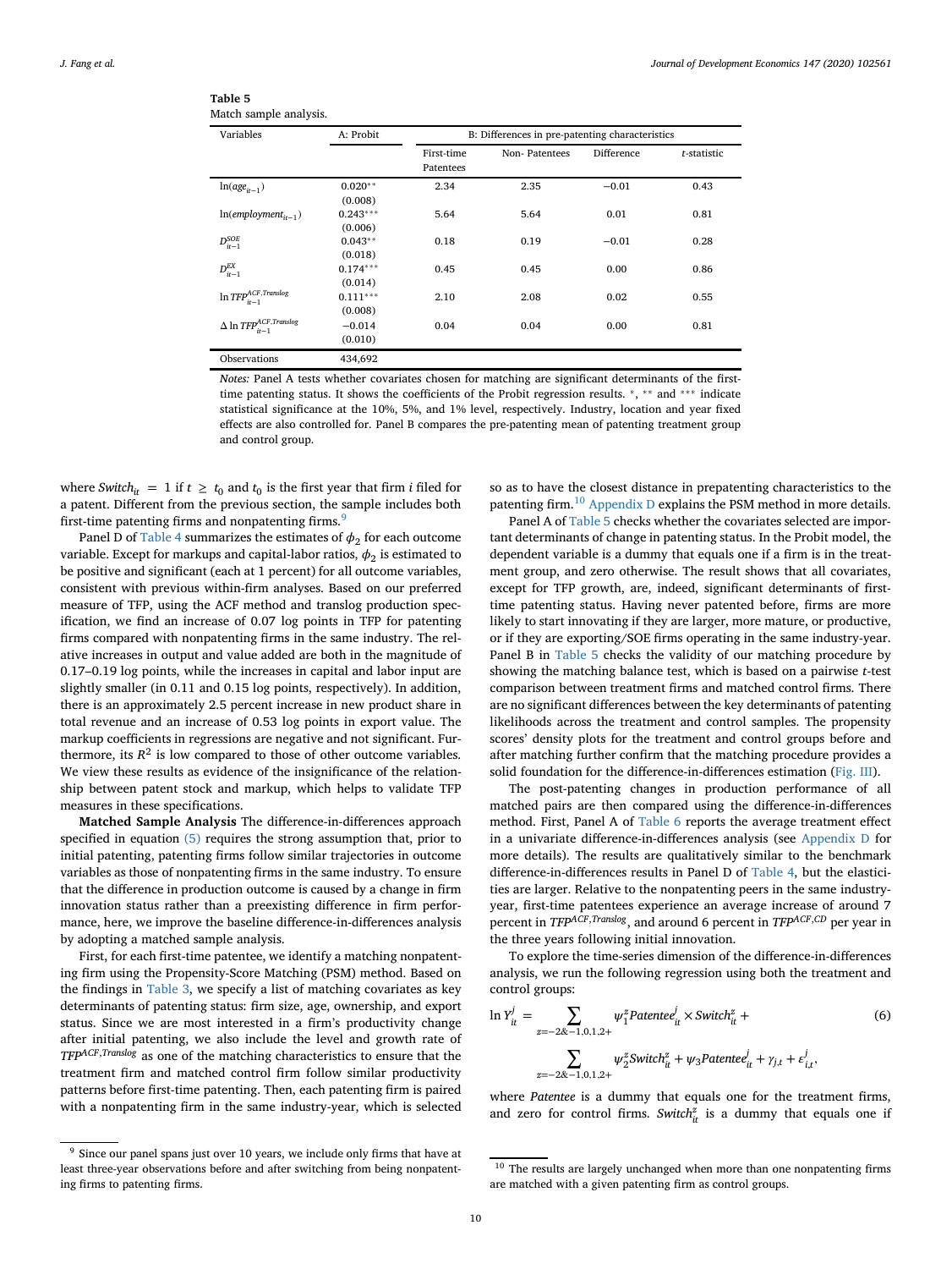**Table 5**
Match sample analysis.

| Variables | A: Probit | B: Differences in pre-patenting characteristics | | | |
|---|---|---|---|---|---|
| | | First-time Patentees | Non- Patentees | Difference | *t*-statistic |
| $\ln(age_{it-1})$ | 0.020** (0.008) | 2.34 | 2.35 | −0.01 | 0.43 |
| $\ln(employment_{it-1})$ | 0.243*** (0.006) | 5.64 | 5.64 | 0.01 | 0.81 |
| $D^{SOE}_{it-1}$ | 0.043** (0.018) | 0.18 | 0.19 | −0.01 | 0.28 |
| $D^{EX}_{it-1}$ | 0.174*** (0.014) | 0.45 | 0.45 | 0.00 | 0.86 |
| $\ln TFP^{ACF,Translog}_{it-1}$ | 0.111*** (0.008) | 2.10 | 2.08 | 0.02 | 0.55 |
| $\Delta \ln TFP^{ACF,Translog}_{it-1}$ | −0.014 (0.010) | 0.04 | 0.04 | 0.00 | 0.81 |
| Observations | 434,692 | | | | |

*Notes:* Panel A tests whether covariates chosen for matching are significant determinants of the first-time patenting status. It shows the coefficients of the Probit regression results. *, ** and *** indicate statistical significance at the 10%, 5%, and 1% level, respectively. Industry, location and year fixed effects are also controlled for. Panel B compares the pre-patenting mean of patenting treatment group and control group.

where $Switch_{it} = 1$ if $t \geq t_0$ and $t_0$ is the first year that firm $i$ filed for a patent. Different from the previous section, the sample includes both first-time patenting firms and nonpatenting firms.[9]

Panel D of Table 4 summarizes the estimates of $\phi_2$ for each outcome variable. Except for markups and capital-labor ratios, $\phi_2$ is estimated to be positive and significant (each at 1 percent) for all outcome variables, consistent with previous within-firm analyses. Based on our preferred measure of TFP, using the ACF method and translog production specification, we find an increase of 0.07 log points in TFP for patenting firms compared with nonpatenting firms in the same industry. The relative increases in output and value added are both in the magnitude of 0.17–0.19 log points, while the increases in capital and labor input are slightly smaller (in 0.11 and 0.15 log points, respectively). In addition, there is an approximately 2.5 percent increase in new product share in total revenue and an increase of 0.53 log points in export value. The markup coefficients in regressions are negative and not significant. Furthermore, its $R^2$ is low compared to those of other outcome variables. We view these results as evidence of the insignificance of the relationship between patent stock and markup, which helps to validate TFP measures in these specifications.

**Matched Sample Analysis** The difference-in-differences approach specified in equation (5) requires the strong assumption that, prior to initial patenting, patenting firms follow similar trajectories in outcome variables as those of nonpatenting firms in the same industry. To ensure that the difference in production outcome is caused by a change in firm innovation status rather than a preexisting difference in firm performance, here, we improve the baseline difference-in-differences analysis by adopting a matched sample analysis.

First, for each first-time patentee, we identify a matching nonpatenting firm using the Propensity-Score Matching (PSM) method. Based on the findings in Table 3, we specify a list of matching covariates as key determinants of patenting status: firm size, age, ownership, and export status. Since we are most interested in a firm's productivity change after initial patenting, we also include the level and growth rate of $TFP^{ACF,Translog}$ as one of the matching characteristics to ensure that the treatment firm and matched control firm follow similar productivity patterns before first-time patenting. Then, each patenting firm is paired with a nonpatenting firm in the same industry-year, which is selected so as to have the closest distance in prepatenting characteristics to the patenting firm.[10] Appendix D explains the PSM method in more details.

Panel A of Table 5 checks whether the covariates selected are important determinants of change in patenting status. In the Probit model, the dependent variable is a dummy that equals one if a firm is in the treatment group, and zero otherwise. The result shows that all covariates, except for TFP growth, are, indeed, significant determinants of first-time patenting status. Having never patented before, firms are more likely to start innovating if they are larger, more mature, or more productive, or if they are exporting/SOE firms operating in the same industry-year. Panel B in Table 5 checks the validity of our matching procedure by showing the matching balance test, which is based on a pairwise *t*-test comparison between treatment firms and matched control firms. There are no significant differences between the key determinants of patenting likelihoods across the treatment and control samples. The propensity scores' density plots for the treatment and control groups before and after matching further confirm that the matching procedure provides a solid foundation for the difference-in-differences estimation (Fig. III).

The post-patenting changes in production performance of all matched pairs are then compared using the difference-in-differences method. First, Panel A of Table 6 reports the average treatment effect in a univariate difference-in-differences analysis (see Appendix D for more details). The results are qualitatively similar to the benchmark difference-in-differences results in Panel D of Table 4, but the elasticities are larger. Relative to the nonpatenting peers in the same industry-year, first-time patentees experience an average increase of around 7 percent in $TFP^{ACF,Translog}$, and around 6 percent in $TFP^{ACF,CD}$ per year in the three years following initial innovation.

To explore the time-series dimension of the difference-in-differences analysis, we run the following regression using both the treatment and control groups:

$$\ln Y^j_{it} = \sum_{z=-2\&-1,0,1,2+} \psi^z_1 Patentee^j_{it} \times Switch^z_{it} + \sum_{z=-2\&-1,0,1,2+} \psi^z_2 Switch^z_{it} + \psi_3 Patentee^j_{it} + \gamma_{j,t} + \varepsilon^j_{i,t}, \tag{6}$$

where *Patentee* is a dummy that equals one for the treatment firms, and zero for control firms. $Switch^z_{it}$ is a dummy that equals one if

[9] Since our panel spans just over 10 years, we include only firms that have at least three-year observations before and after switching from being nonpatenting firms to patenting firms.

[10] The results are largely unchanged when more than one nonpatenting firms are matched with a given patenting firm as control groups.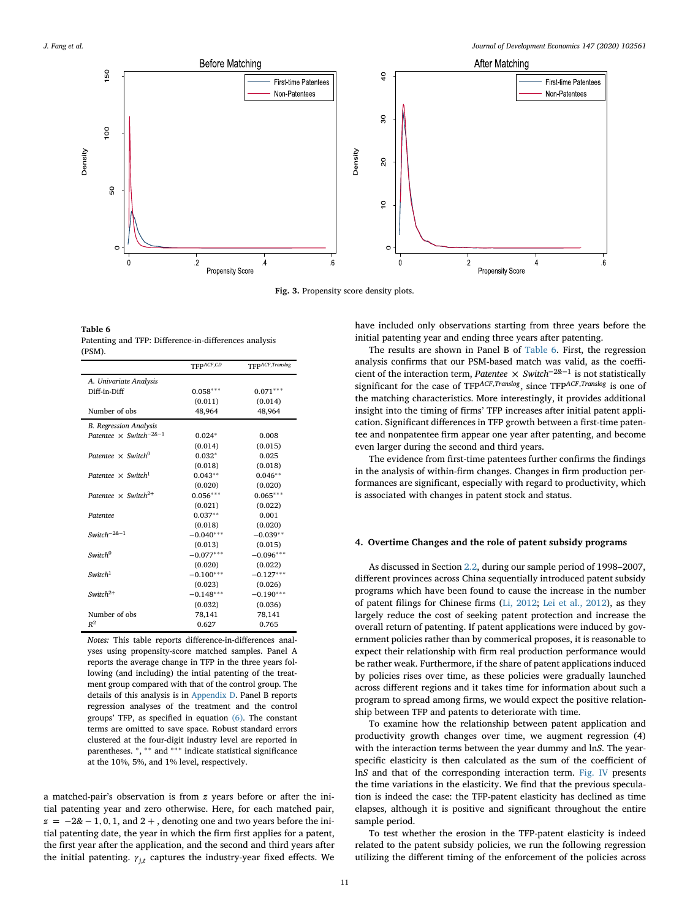Fig. 3. Propensity score density plots.

**Table 6**
Patenting and TFP: Difference-in-differences analysis (PSM).

| | $TFP^{ACF,CD}$ | $TFP^{ACF,Translog}$ |
|---|---|---|
| *A. Univariate Analysis* | | |
| Diff-in-Diff | 0.058*** | 0.071*** |
| | (0.011) | (0.014) |
| Number of obs | 48,964 | 48,964 |
| *B. Regression Analysis* | | |
| *Patentee* × $Switch^{-2\&-1}$ | 0.024* | 0.008 |
| | (0.014) | (0.015) |
| *Patentee* × $Switch^{0}$ | 0.032* | 0.025 |
| | (0.018) | (0.018) |
| *Patentee* × $Switch^{1}$ | 0.043** | 0.046** |
| | (0.020) | (0.020) |
| *Patentee* × $Switch^{2+}$ | 0.056*** | 0.065*** |
| | (0.021) | (0.022) |
| *Patentee* | 0.037** | 0.001 |
| | (0.018) | (0.020) |
| $Switch^{-2\&-1}$ | −0.040*** | −0.039** |
| | (0.013) | (0.015) |
| $Switch^{0}$ | −0.077*** | −0.096*** |
| | (0.020) | (0.022) |
| $Switch^{1}$ | −0.100*** | −0.127*** |
| | (0.023) | (0.026) |
| $Switch^{2+}$ | −0.148*** | −0.190*** |
| | (0.032) | (0.036) |
| Number of obs | 78,141 | 78,141 |
| $R^2$ | 0.627 | 0.765 |

*Notes:* This table reports difference-in-differences analyses using propensity-score matched samples. Panel A reports the average change in TFP in the three years following (and including) the intial patenting of the treatment group compared with that of the control group. The details of this analysis is in Appendix D. Panel B reports regression analyses of the treatment and the control groups' TFP, as specified in equation (6). The constant terms are omitted to save space. Robust standard errors clustered at the four-digit industry level are reported in parentheses. *, ** and *** indicate statistical significance at the 10%, 5%, and 1% level, respectively.

a matched-pair's observation is from $z$ years before or after the initial patenting year and zero otherwise. Here, for each matched pair, $z = -2\& -1, 0, 1$, and $2+$, denoting one and two years before the initial patenting date, the year in which the firm first applies for a patent, the first year after the application, and the second and third years after the initial patenting. $\gamma_{j,t}$ captures the industry-year fixed effects. We have included only observations starting from three years before the initial patenting year and ending three years after patenting.

The results are shown in Panel B of Table 6. First, the regression analysis confirms that our PSM-based match was valid, as the coefficient of the interaction term, *Patentee* × $Switch^{-2\&-1}$ is not statistically significant for the case of $TFP^{ACF,Translog}$, since $TFP^{ACF,Translog}$ is one of the matching characteristics. More interestingly, it provides additional insight into the timing of firms' TFP increases after initial patent application. Significant differences in TFP growth between a first-time patentee and nonpatentee firm appear one year after patenting, and become even larger during the second and third years.

The evidence from first-time patentees further confirms the findings in the analysis of within-firm changes. Changes in firm production performances are significant, especially with regard to productivity, which is associated with changes in patent stock and status.

## 4. Overtime Changes and the role of patent subsidy programs

As discussed in Section 2.2, during our sample period of 1998–2007, different provinces across China sequentially introduced patent subsidy programs which have been found to cause the increase in the number of patent filings for Chinese firms (Li, 2012; Lei et al., 2012), as they largely reduce the cost of seeking patent protection and increase the overall return of patenting. If patent applications were induced by government policies rather than by commerical proposes, it is reasonable to expect their relationship with firm real production performance would be rather weak. Furthermore, if the share of patent applications induced by policies rises over time, as these policies were gradually launched across different regions and it takes time for information about such a program to spread among firms, we would expect the positive relationship between TFP and patents to deteriorate with time.

To examine how the relationship between patent application and productivity growth changes over time, we augment regression (4) with the interaction terms between the year dummy and ln*S*. The year-specific elasticity is then calculated as the sum of the coefficient of ln*S* and that of the corresponding interaction term. Fig. IV presents the time variations in the elasticity. We find that the previous speculation is indeed the case: the TFP-patent elasticity has declined as time elapses, although it is positive and significant throughout the entire sample period.

To test whether the erosion in the TFP-patent elasticity is indeed related to the patent subsidy policies, we run the following regression utilizing the different timing of the enforcement of the policies across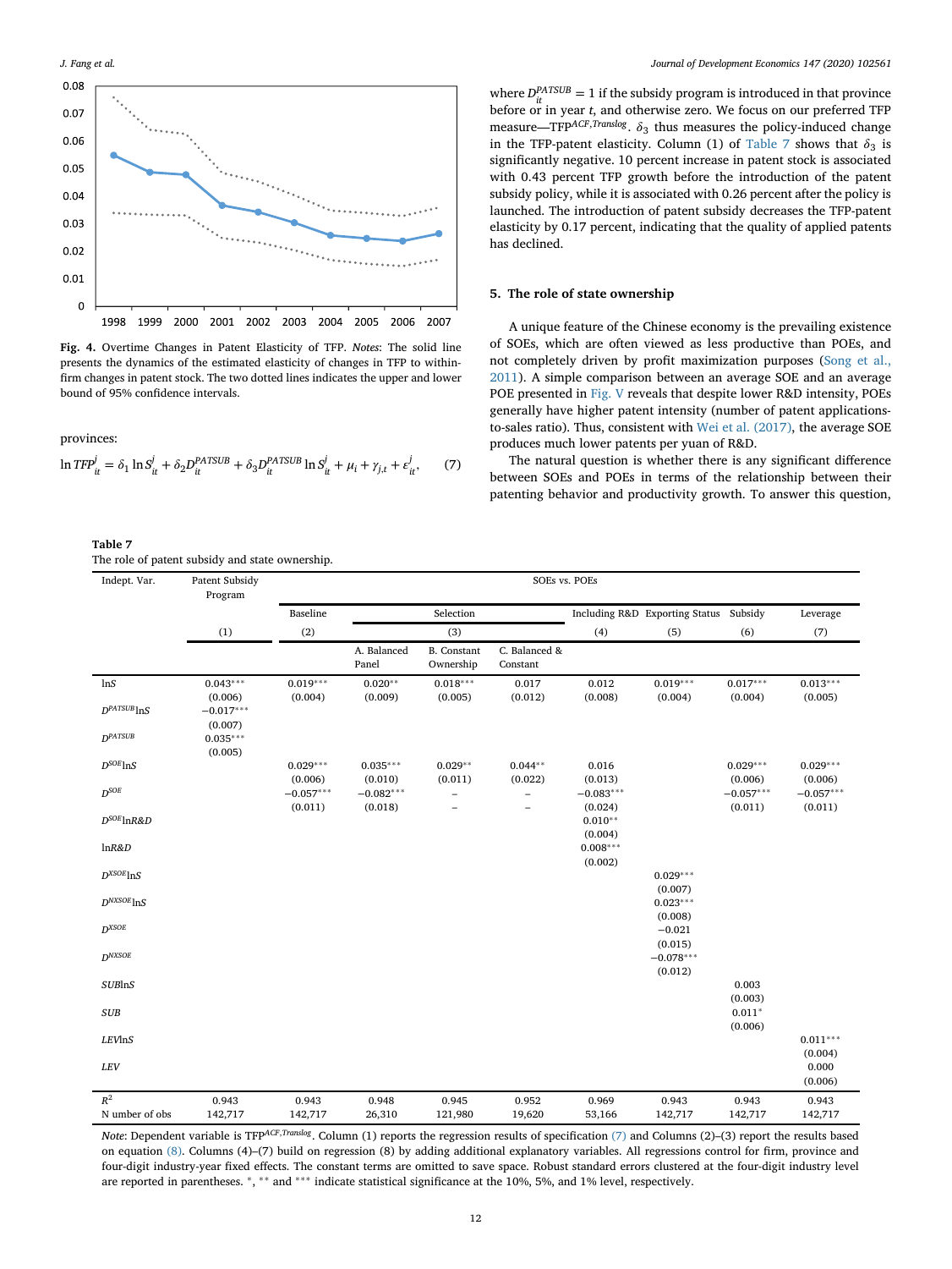**Fig. 4.** Overtime Changes in Patent Elasticity of TFP. *Notes*: The solid line presents the dynamics of the estimated elasticity of changes in TFP to within-firm changes in patent stock. The two dotted lines indicates the upper and lower bound of 95% confidence intervals.

provinces:

$$\ln TFP_{it}^{j} = \delta_1 \ln S_{it}^{j} + \delta_2 D_{it}^{PATSUB} + \delta_3 D_{it}^{PATSUB} \ln S_{it}^{j} + \mu_i + \gamma_{j,t} + \varepsilon_{it}^{j}, \quad (7)$$

where $D_{it}^{PATSUB} = 1$ if the subsidy program is introduced in that province before or in year $t$, and otherwise zero. We focus on our preferred TFP measure—$\text{TFP}^{ACF,Translog}$. $\delta_3$ thus measures the policy-induced change in the TFP-patent elasticity. Column (1) of Table 7 shows that $\delta_3$ is significantly negative. 10 percent increase in patent stock is associated with 0.43 percent TFP growth before the introduction of the patent subsidy policy, while it is associated with 0.26 percent after the policy is launched. The introduction of patent subsidy decreases the TFP-patent elasticity by 0.17 percent, indicating that the quality of applied patents has declined.

## 5. The role of state ownership

A unique feature of the Chinese economy is the prevailing existence of SOEs, which are often viewed as less productive than POEs, and not completely driven by profit maximization purposes (Song et al., 2011). A simple comparison between an average SOE and an average POE presented in Fig. V reveals that despite lower R&D intensity, POEs generally have higher patent intensity (number of patent applications-to-sales ratio). Thus, consistent with Wei et al. (2017), the average SOE produces much lower patents per yuan of R&D.

The natural question is whether there is any significant difference between SOEs and POEs in terms of the relationship between their patenting behavior and productivity growth. To answer this question,

**Table 7**
The role of patent subsidy and state ownership.

| Indept. Var. | Patent Subsidy Program | SOEs vs. POEs | | | | | | | |
|---|---|---|---|---|---|---|---|---|---|
| | | Baseline | Selection | | | Including R&D | Exporting Status | Subsidy | Leverage |
| | (1) | (2) | (3) | | | (4) | (5) | (6) | (7) |
| | | | A. Balanced Panel | B. Constant Ownership | C. Balanced & Constant | | | | |
| $\ln S$ | 0.043*** | 0.019*** | 0.020** | 0.018*** | 0.017 | 0.012 | 0.019*** | 0.017*** | 0.013*** |
| | (0.006) | (0.004) | (0.009) | (0.005) | (0.012) | (0.008) | (0.004) | (0.004) | (0.005) |
| $D^{PATSUB}\ln S$ | −0.017*** | | | | | | | | |
| | (0.007) | | | | | | | | |
| $D^{PATSUB}$ | 0.035*** | | | | | | | | |
| | (0.005) | | | | | | | | |
| $D^{SOE}\ln S$ | | 0.029*** | 0.035*** | 0.029** | 0.044** | 0.016 | | 0.029*** | 0.029*** |
| | | (0.006) | (0.010) | (0.011) | (0.022) | (0.013) | | (0.006) | (0.006) |
| $D^{SOE}$ | | −0.057*** | −0.082*** | – | – | −0.083*** | | −0.057*** | −0.057*** |
| | | (0.011) | (0.018) | – | – | (0.024) | | (0.011) | (0.011) |
| $D^{SOE}\ln R\&D$ | | | | | | 0.010** | | | |
| | | | | | | (0.004) | | | |
| $\ln R\&D$ | | | | | | 0.008*** | | | |
| | | | | | | (0.002) | | | |
| $D^{XSOE}\ln S$ | | | | | | | 0.029*** | | |
| | | | | | | | (0.007) | | |
| $D^{NXSOE}\ln S$ | | | | | | | 0.023*** | | |
| | | | | | | | (0.008) | | |
| $D^{XSOE}$ | | | | | | | −0.021 | | |
| | | | | | | | (0.015) | | |
| $D^{NXSOE}$ | | | | | | | −0.078*** | | |
| | | | | | | | (0.012) | | |
| $SUB\ln S$ | | | | | | | | 0.003 | |
| | | | | | | | | (0.003) | |
| $SUB$ | | | | | | | | 0.011* | |
| | | | | | | | | (0.006) | |
| $LEV\ln S$ | | | | | | | | | 0.011*** |
| | | | | | | | | | (0.004) |
| $LEV$ | | | | | | | | | 0.000 |
| | | | | | | | | | (0.006) |
| $R^2$ | 0.943 | 0.943 | 0.948 | 0.945 | 0.952 | 0.969 | 0.943 | 0.943 | 0.943 |
| N umber of obs | 142,717 | 142,717 | 26,310 | 121,980 | 19,620 | 53,166 | 142,717 | 142,717 | 142,717 |

*Note*: Dependent variable is $\text{TFP}^{ACF,Translog}$. Column (1) reports the regression results of specification (7) and Columns (2)–(3) report the results based on equation (8). Columns (4)–(7) build on regression (8) by adding additional explanatory variables. All regressions control for firm, province and four-digit industry-year fixed effects. The constant terms are omitted to save space. Robust standard errors clustered at the four-digit industry level are reported in parentheses. *, ** and *** indicate statistical significance at the 10%, 5%, and 1% level, respectively.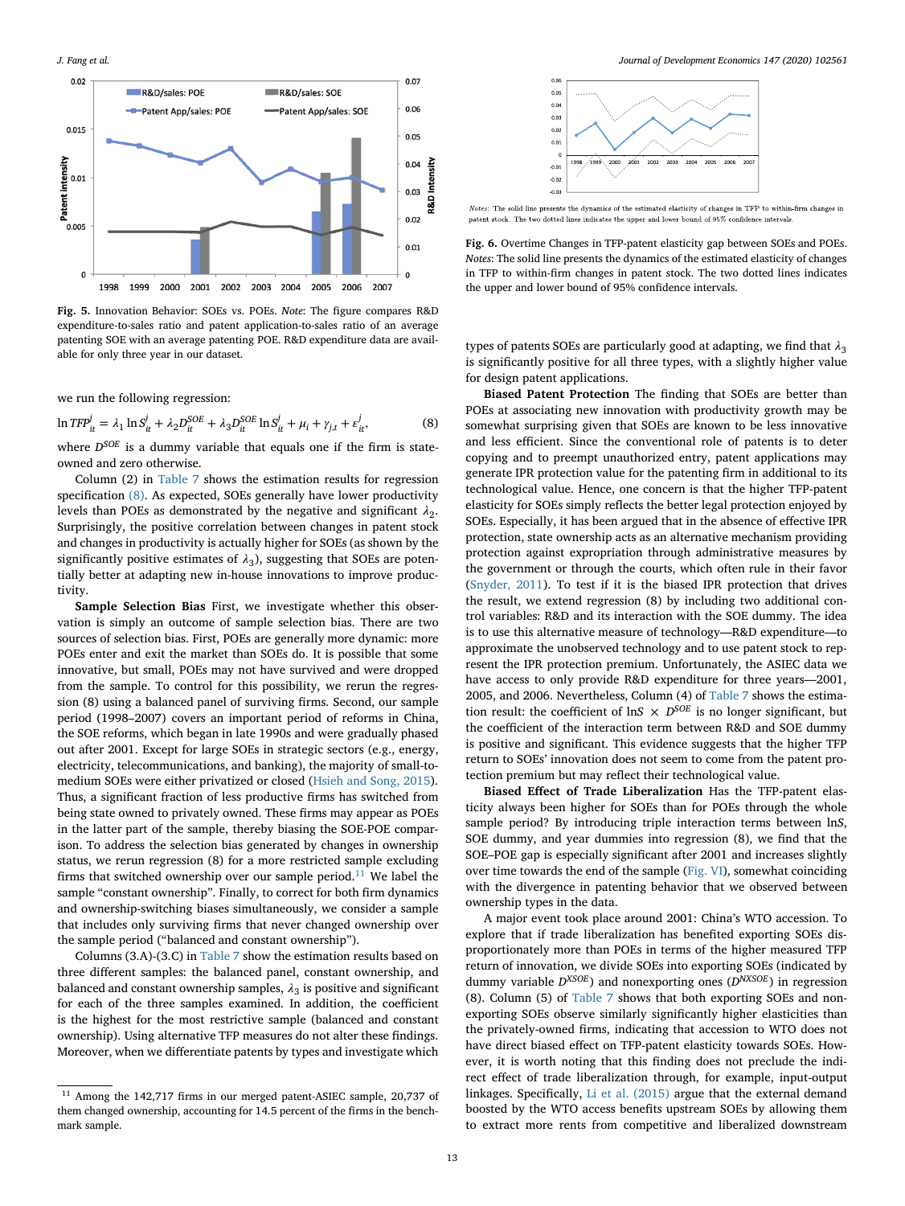**Fig. 5.** Innovation Behavior: SOEs vs. POEs. *Note*: The figure compares R&D expenditure-to-sales ratio and patent application-to-sales ratio of an average patenting SOE with an average patenting POE. R&D expenditure data are available for only three year in our dataset.

we run the following regression:

$$\ln TFP_{it}^{j} = \lambda_1 \ln S_{it}^{j} + \lambda_2 D_{it}^{SOE} + \lambda_3 D_{it}^{SOE} \ln S_{it}^{j} + \mu_i + \gamma_{j,t} + \varepsilon_{it}^{j}, \quad (8)$$

where $D^{SOE}$ is a dummy variable that equals one if the firm is state-owned and zero otherwise.

Column (2) in Table 7 shows the estimation results for regression specification (8). As expected, SOEs generally have lower productivity levels than POEs as demonstrated by the negative and significant $\lambda_2$. Surprisingly, the positive correlation between changes in patent stock and changes in productivity is actually higher for SOEs (as shown by the significantly positive estimates of $\lambda_3$), suggesting that SOEs are potentially better at adapting new in-house innovations to improve productivity.

**Sample Selection Bias** First, we investigate whether this observation is simply an outcome of sample selection bias. There are two sources of selection bias. First, POEs are generally more dynamic: more POEs enter and exit the market than SOEs do. It is possible that some innovative, but small, POEs may not have survived and were dropped from the sample. To control for this possibility, we rerun the regression (8) using a balanced panel of surviving firms. Second, our sample period (1998–2007) covers an important period of reforms in China, the SOE reforms, which began in late 1990s and were gradually phased out after 2001. Except for large SOEs in strategic sectors (e.g., energy, electricity, telecommunications, and banking), the majority of small-to-medium SOEs were either privatized or closed (Hsieh and Song, 2015). Thus, a significant fraction of less productive firms has switched from being state owned to privately owned. These firms may appear as POEs in the latter part of the sample, thereby biasing the SOE-POE comparison. To address the selection bias generated by changes in ownership status, we rerun regression (8) for a more restricted sample excluding firms that switched ownership over our sample period.[11] We label the sample "constant ownership". Finally, to correct for both firm dynamics and ownership-switching biases simultaneously, we consider a sample that includes only surviving firms that never changed ownership over the sample period ("balanced and constant ownership").

Columns (3.A)-(3.C) in Table 7 show the estimation results based on three different samples: the balanced panel, constant ownership, and balanced and constant ownership samples, $\lambda_3$ is positive and significant for each of the three samples examined. In addition, the coefficient is the highest for the most restrictive sample (balanced and constant ownership). Using alternative TFP measures do not alter these findings. Moreover, when we differentiate patents by types and investigate which types of patents SOEs are particularly good at adapting, we find that $\lambda_3$ is significantly positive for all three types, with a slightly higher value for design patent applications.

**Biased Patent Protection** The finding that SOEs are better than POEs at associating new innovation with productivity growth may be somewhat surprising given that SOEs are known to be less innovative and less efficient. Since the conventional role of patents is to deter copying and to preempt unauthorized entry, patent applications may generate IPR protection value for the patenting firm in additional to its technological value. Hence, one concern is that the higher TFP-patent elasticity for SOEs simply reflects the better legal protection enjoyed by SOEs. Especially, it has been argued that in the absence of effective IPR protection, state ownership acts as an alternative mechanism providing protection against expropriation through administrative measures by the government or through the courts, which often rule in their favor (Snyder, 2011). To test if it is the biased IPR protection that drives the result, we extend regression (8) by including two additional control variables: R&D and its interaction with the SOE dummy. The idea is to use this alternative measure of technology—R&D expenditure—to approximate the unobserved technology and to use patent stock to represent the IPR protection premium. Unfortunately, the ASIEC data we have access to only provide R&D expenditure for three years—2001, 2005, and 2006. Nevertheless, Column (4) of Table 7 shows the estimation result: the coefficient of $\ln S \times D^{SOE}$ is no longer significant, but the coefficient of the interaction term between R&D and SOE dummy is positive and significant. This evidence suggests that the higher TFP return to SOEs' innovation does not seem to come from the patent protection premium but may reflect their technological value.

**Biased Effect of Trade Liberalization** Has the TFP-patent elasticity always been higher for SOEs than for POEs through the whole sample period? By introducing triple interaction terms between $\ln S$, SOE dummy, and year dummies into regression (8), we find that the SOE–POE gap is especially significant after 2001 and increases slightly over time towards the end of the sample (Fig. VI), somewhat coinciding with the divergence in patenting behavior that we observed between ownership types in the data.

A major event took place around 2001: China's WTO accession. To explore that if trade liberalization has benefited exporting SOEs disproportionately more than POEs in terms of the higher measured TFP return of innovation, we divide SOEs into exporting SOEs (indicated by dummy variable $D^{XSOE}$) and nonexporting ones ($D^{NXSOE}$) in regression (8). Column (5) of Table 7 shows that both exporting SOEs and nonexporting SOEs observe similarly significantly higher elasticities than the privately-owned firms, indicating that accession to WTO does not have direct biased effect on TFP-patent elasticity towards SOEs. However, it is worth noting that this finding does not preclude the indirect effect of trade liberalization through, for example, input-output linkages. Specifically, Li et al. (2015) argue that the external demand boosted by the WTO access benefits upstream SOEs by allowing them to extract more rents from competitive and liberalized downstream

*Notes*: The solid line presents the dynamics of the estimated elasticity of changes in TFP to within-firm changes in patent stock. The two dotted lines indicates the upper and lower bound of 95% confidence intervals.

**Fig. 6.** Overtime Changes in TFP-patent elasticity gap between SOEs and POEs. *Notes*: The solid line presents the dynamics of the estimated elasticity of changes in TFP to within-firm changes in patent stock. The two dotted lines indicates the upper and lower bound of 95% confidence intervals.

[11] Among the 142,717 firms in our merged patent-ASIEC sample, 20,737 of them changed ownership, accounting for 14.5 percent of the firms in the benchmark sample.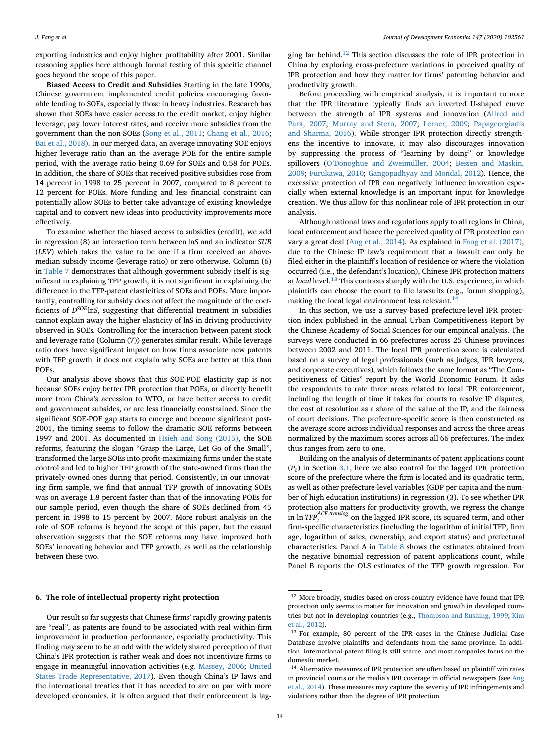exporting industries and enjoy higher profitability after 2001. Similar reasoning applies here although formal testing of this specific channel goes beyond the scope of this paper.

**Biased Access to Credit and Subsidies** Starting in the late 1990s, Chinese government implemented credit policies encouraging favorable lending to SOEs, especially those in heavy industries. Research has shown that SOEs have easier access to the credit market, enjoy higher leverage, pay lower interest rates, and receive more subsidies from the government than the non-SOEs (Song et al., 2011; Chang et al., 2016; Bai et al., 2018). In our merged data, an average innovating SOE enjoys higher leverage ratio than an the average POE for the entire sample period, with the average ratio being 0.69 for SOEs and 0.58 for POEs. In addition, the share of SOEs that received positive subsidies rose from 14 percent in 1998 to 25 percent in 2007, compared to 8 percent to 12 percent for POEs. More funding and less financial constraint can potentially allow SOEs to better take advantage of existing knowledge capital and to convert new ideas into productivity improvements more effectively.

To examine whether the biased access to subsidies (credit), we add in regression (8) an interaction term between ln*S* and an indicator *SUB* (*LEV*) which takes the value to be one if a firm received an above-median subsidy income (leverage ratio) or zero otherwise. Column (6) in Table 7 demonstrates that although government subsidy itself is significant in explaining TFP growth, it is not significant in explaining the difference in the TFP-patent elasticities of SOEs and POEs. More importantly, controlling for subsidy does not affect the magnitude of the coefficients of $D^{SOE}\ln S$, suggesting that differential treatment in subsidies cannot explain away the higher elasticity of ln*S* in driving productivity observed in SOEs. Controlling for the interaction between patent stock and leverage ratio (Column (7)) generates similar result. While leverage ratio does have significant impact on how firms associate new patents with TFP growth, it does not explain why SOEs are better at this than POEs.

Our analysis above shows that this SOE-POE elasticity gap is not because SOEs enjoy better IPR protection that POEs, or directly benefit more from China's accession to WTO, or have better access to credit and government subsidies, or are less financially constrained. Since the significant SOE-POE gap starts to emerge and become significant post-2001, the timing seems to follow the dramatic SOE reforms between 1997 and 2001. As documented in Hsieh and Song (2015), the SOE reforms, featuring the slogan "Grasp the Large, Let Go of the Small", transformed the large SOEs into profit-maximizing firms under the state control and led to higher TFP growth of the state-owned firms than the privately-owned ones during that period. Consistently, in our innovating firm sample, we find that annual TFP growth of innovating SOEs was on average 1.8 percent faster than that of the innovating POEs for our sample period, even though the share of SOEs declined from 45 percent in 1998 to 15 percent by 2007. More robust analysis on the role of SOE reforms is beyond the scope of this paper, but the casual observation suggests that the SOE reforms may have improved both SOEs' innovating behavior and TFP growth, as well as the relationship between these two.

## 6. The role of intellectual property right protection

Our result so far suggests that Chinese firms' rapidly growing patents are "real", as patents are found to be associated with real within-firm improvement in production performance, especially productivity. This finding may seem to be at odd with the widely shared perception of that China's IPR protection is rather weak and does not incentivize firms to engage in meaningful innovation activities (e.g. Massey, 2006; United States Trade Representative, 2017). Even though China's IP laws and the international treaties that it has acceded to are on par with more developed economies, it is often argued that their enforcement is lagging far behind.[12] This section discusses the role of IPR protection in China by exploring cross-prefecture variations in perceived quality of IPR protection and how they matter for firms' patenting behavior and productivity growth.

Before proceeding with empirical analysis, it is important to note that the IPR literature typically finds an inverted U-shaped curve between the strength of IPR systems and innovation (Allred and Park, 2007; Murray and Stern, 2007; Lerner, 2009; Papageorgiadis and Sharma, 2016). While stronger IPR protection directly strengthens the incentive to innovate, it may also discourages innovation by suppressing the process of "learning by doing" or knowledge spillovers (O'Donoghue and Zweimüller, 2004; Bessen and Maskin, 2009; Furukawa, 2010; Gangopadhyay and Mondal, 2012). Hence, the excessive protection of IPR can negatively influence innovation especially when external knowledge is an important input for knowledge creation. We thus allow for this nonlinear role of IPR protection in our analysis.

Although national laws and regulations apply to all regions in China, local enforcement and hence the perceived quality of IPR protection can vary a great deal (Ang et al., 2014). As explained in Fang et al. (2017), due to the Chinese IP law's requirement that a lawsuit can only be filed either in the plaintiff's location of residence or where the violation occurred (i.e., the defendant's location), Chinese IPR protection matters at *local* level.[13] This contrasts sharply with the U.S. experience, in which plaintiffs can choose the court to file lawsuits (e.g., forum shopping), making the local legal environment less relevant.[14]

In this section, we use a survey-based prefecture-level IPR protection index published in the annual Urban Competitiveness Report by the Chinese Academy of Social Sciences for our empirical analysis. The surveys were conducted in 66 prefectures across 25 Chinese provinces between 2002 and 2011. The local IPR protection score is calculated based on a survey of legal professionals (such as judges, IPR lawyers, and corporate executives), which follows the same format as "The Competitiveness of Cities" report by the World Economic Forum. It asks the respondents to rate three areas related to local IPR enforcement, including the length of time it takes for courts to resolve IP disputes, the cost of resolution as a share of the value of the IP, and the fairness of court decisions. The prefecture-specific score is then constructed as the average score across individual responses and across the three areas normalized by the maximum scores across all 66 prefectures. The index thus ranges from zero to one.

Building on the analysis of determinants of patent applications count ($P_t$) in Section 3.1, here we also control for the lagged IPR protection score of the prefecture where the firm is located and its quadratic term, as well as other prefecture-level variables (GDP per capita and the number of high education institutions) in regression (3). To see whether IPR protection also matters for productivity growth, we regress the change in $\ln TFP_t^{ACF,translog}$ on the lagged IPR score, its squared term, and other firm-specific characteristics (including the logarithm of initial TFP, firm age, logarithm of sales, ownership, and export status) and prefectural characteristics. Panel A in Table 8 shows the estimates obtained from the negative binomial regression of patent applications count, while Panel B reports the OLS estimates of the TFP growth regression. For

[12] More broadly, studies based on cross-country evidence have found that IPR protection only seems to matter for innovation and growth in developed countries but not in developing countries (e.g., Thompson and Rushing, 1999; Kim et al., 2012).

[13] For example, 80 percent of the IPR cases in the Chinese Judicial Case Database involve plaintiffs and defendants from the same province. In addition, international patent filing is still scarce, and most companies focus on the domestic market.

[14] Alternative measures of IPR protection are often based on plaintiff win rates in provincial courts or the media's IPR coverage in official newspapers (see Ang et al., 2014). These measures may capture the severity of IPR infringements and violations rather than the degree of IPR protection.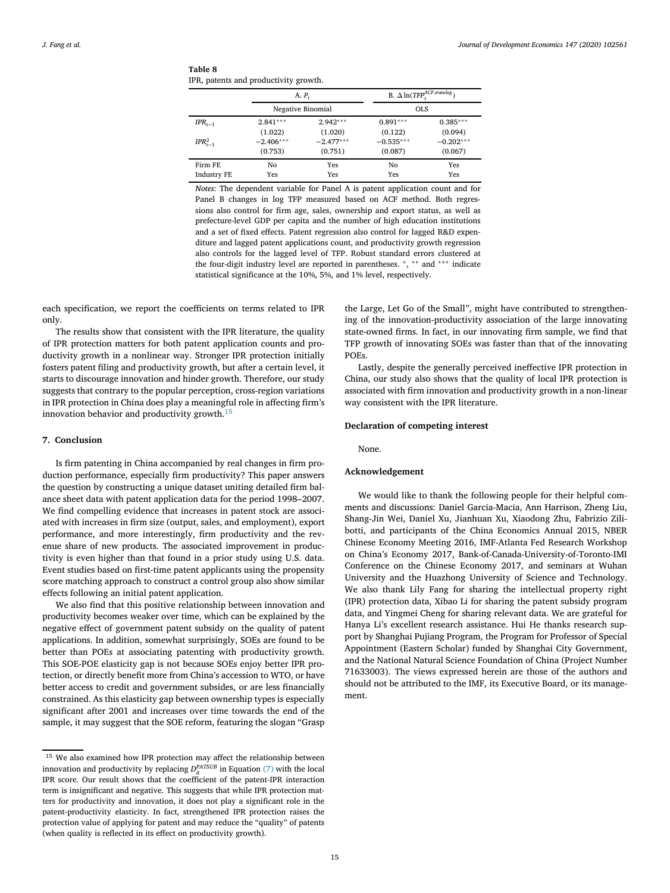**Table 8**
IPR, patents and productivity growth.

| | A. $P_t$ | | B. $\Delta \ln(TFP_t^{ACF,translog})$ | |
|---|---|---|---|---|
| | Negative Binomial | | OLS | |
| $IPR_{t-1}$ | 2.841*** | 2.942*** | 0.891*** | 0.385*** |
| | (1.022) | (1.020) | (0.122) | (0.094) |
| $IPR_{t-1}^2$ | −2.406*** | −2.477*** | −0.535*** | −0.202*** |
| | (0.753) | (0.751) | (0.087) | (0.067) |
| Firm FE | No | Yes | No | Yes |
| Industry FE | Yes | Yes | Yes | Yes |

*Notes*: The dependent variable for Panel A is patent application count and for Panel B changes in log TFP measured based on ACF method. Both regressions also control for firm age, sales, ownership and export status, as well as prefecture-level GDP per capita and the number of high education institutions and a set of fixed effects. Patent regression also control for lagged R&D expenditure and lagged patent applications count, and productivity growth regression also controls for the lagged level of TFP. Robust standard errors clustered at the four-digit industry level are reported in parentheses. *, ** and *** indicate statistical significance at the 10%, 5%, and 1% level, respectively.

each specification, we report the coefficients on terms related to IPR only.

The results show that consistent with the IPR literature, the quality of IPR protection matters for both patent application counts and productivity growth in a nonlinear way. Stronger IPR protection initially fosters patent filing and productivity growth, but after a certain level, it starts to discourage innovation and hinder growth. Therefore, our study suggests that contrary to the popular perception, cross-region variations in IPR protection in China does play a meaningful role in affecting firm's innovation behavior and productivity growth.[15]

## 7. Conclusion

Is firm patenting in China accompanied by real changes in firm production performance, especially firm productivity? This paper answers the question by constructing a unique dataset uniting detailed firm balance sheet data with patent application data for the period 1998–2007. We find compelling evidence that increases in patent stock are associated with increases in firm size (output, sales, and employment), export performance, and more interestingly, firm productivity and the revenue share of new products. The associated improvement in productivity is even higher than that found in a prior study using U.S. data. Event studies based on first-time patent applicants using the propensity score matching approach to construct a control group also show similar effects following an initial patent application.

We also find that this positive relationship between innovation and productivity becomes weaker over time, which can be explained by the negative effect of government patent subsidy on the quality of patent applications. In addition, somewhat surprisingly, SOEs are found to be better than POEs at associating patenting with productivity growth. This SOE-POE elasticity gap is not because SOEs enjoy better IPR protection, or directly benefit more from China's accession to WTO, or have better access to credit and government subsides, or are less financially constrained. As this elasticity gap between ownership types is especially significant after 2001 and increases over time towards the end of the sample, it may suggest that the SOE reform, featuring the slogan "Grasp the Large, Let Go of the Small", might have contributed to strengthening of the innovation-productivity association of the large innovating state-owned firms. In fact, in our innovating firm sample, we find that TFP growth of innovating SOEs was faster than that of the innovating POEs.

Lastly, despite the generally perceived ineffective IPR protection in China, our study also shows that the quality of local IPR protection is associated with firm innovation and productivity growth in a non-linear way consistent with the IPR literature.

### Declaration of competing interest

None.

### Acknowledgement

We would like to thank the following people for their helpful comments and discussions: Daniel Garcia-Macia, Ann Harrison, Zheng Liu, Shang-Jin Wei, Daniel Xu, Jianhuan Xu, Xiaodong Zhu, Fabrizio Zilibotti, and participants of the China Economics Annual 2015, NBER Chinese Economy Meeting 2016, IMF-Atlanta Fed Research Workshop on China's Economy 2017, Bank-of-Canada-University-of-Toronto-IMI Conference on the Chinese Economy 2017, and seminars at Wuhan University and the Huazhong University of Science and Technology. We also thank Lily Fang for sharing the intellectual property right (IPR) protection data, Xibao Li for sharing the patent subsidy program data, and Yingmei Cheng for sharing relevant data. We are grateful for Hanya Li's excellent research assistance. Hui He thanks research support by Shanghai Pujiang Program, the Program for Professor of Special Appointment (Eastern Scholar) funded by Shanghai City Government, and the National Natural Science Foundation of China (Project Number 71633003). The views expressed herein are those of the authors and should not be attributed to the IMF, its Executive Board, or its management.

[15] We also examined how IPR protection may affect the relationship between innovation and productivity by replacing $D_{it}^{PATSUB}$ in Equation (7) with the local IPR score. Our result shows that the coefficient of the patent-IPR interaction term is insignificant and negative. This suggests that while IPR protection matters for productivity and innovation, it does not play a significant role in the patent-productivity elasticity. In fact, strengthened IPR protection raises the protection value of applying for patent and may reduce the "quality" of patents (when quality is reflected in its effect on productivity growth).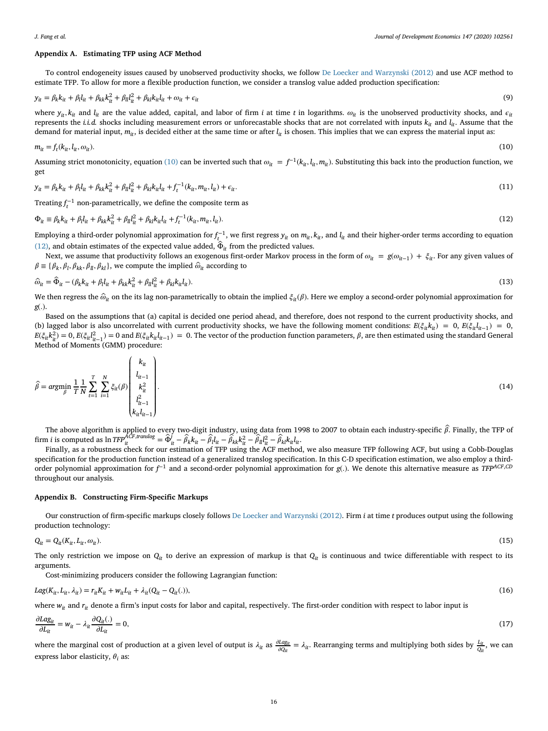## Appendix A. Estimating TFP using ACF Method

To control endogeneity issues caused by unobserved productivity shocks, we follow De Loecker and Warzynski (2012) and use ACF method to estimate TFP. To allow for more a flexible production function, we consider a translog value added production specification:

$$y_{it} = \beta_k k_{it} + \beta_l l_{it} + \beta_{kk} k_{it}^2 + \beta_{ll} l_{it}^2 + \beta_{kl} k_{it} l_{it} + \omega_{it} + \epsilon_{it} \tag{9}$$

where $y_{it}, k_{it}$ and $l_{it}$ are the value added, capital, and labor of firm $i$ at time $t$ in logarithms. $\omega_{it}$ is the unobserved productivity shocks, and $\epsilon_{it}$ represents the *i.i.d.* shocks including measurement errors or unforecastable shocks that are not correlated with inputs $k_{it}$ and $l_{it}$. Assume that the demand for material input, $m_{it}$, is decided either at the same time or after $l_{it}$ is chosen. This implies that we can express the material input as:

$$m_{it} = f_t(k_{it}, l_{it}, \omega_{it}). \tag{10}$$

Assuming strict monotonicity, equation (10) can be inverted such that $\omega_{it} = f^{-1}(k_{it}, l_{it}, m_{it})$. Substituting this back into the production function, we get

$$y_{it} = \beta_k k_{it} + \beta_l l_{it} + \beta_{kk} k_{it}^2 + \beta_{ll} l_{it}^2 + \beta_{kl} k_{it} l_{it} + f_t^{-1}(k_{it}, m_{it}, l_{it}) + \epsilon_{it}. \tag{11}$$

Treating $f_t^{-1}$ non-parametrically, we define the composite term as

$$\Phi_{it} \equiv \beta_k k_{it} + \beta_l l_{it} + \beta_{kk} k_{it}^2 + \beta_{ll} l_{it}^2 + \beta_{kl} k_{it} l_{it} + f_t^{-1}(k_{it}, m_{it}, l_{it}). \tag{12}$$

Employing a third-order polynomial approximation for $f_t^{-1}$, we first regress $y_{it}$ on $m_{it}$, $k_{it}$, and $l_{it}$ and their higher-order terms according to equation (12), and obtain estimates of the expected value added, $\widehat{\Phi}_{it}$ from the predicted values.

Next, we assume that productivity follows an exogenous first-order Markov process in the form of $\omega_{it} = g(\omega_{it-1}) + \xi_{it}$. For any given values of $\beta \equiv \{\beta_k, \beta_l, \beta_{kk}, \beta_{ll}, \beta_{kl}\}$, we compute the implied $\widehat{\omega}_{it}$ according to

$$\widehat{\omega}_{it} = \widehat{\Phi}_{it} - (\beta_k k_{it} + \beta_l l_{it} + \beta_{kk} k_{it}^2 + \beta_{ll} l_{it}^2 + \beta_{kl} k_{it} l_{it}). \tag{13}$$

We then regress the $\widehat{\omega}_{it}$ on the its lag non-parametrically to obtain the implied $\xi_{it}(\beta)$. Here we employ a second-order polynomial approximation for $g(.)$.

Based on the assumptions that (a) capital is decided one period ahead, and therefore, does not respond to the current productivity shocks, and (b) lagged labor is also uncorrelated with current productivity shocks, we have the following moment conditions: $E(\xi_{it} k_{it}) = 0$, $E(\xi_{it} l_{it-1}) = 0$, $E(\xi_{it} k_{it}^2) = 0$, $E(\xi_{it} l_{it-1}^2) = 0$ and $E(\xi_{it} k_{it} l_{it-1}) = 0$. The vector of the production function parameters, $\beta$, are then estimated using the standard General Method of Moments (GMM) procedure:

$$\widehat{\beta} = \underset{\beta}{argmin} \frac{1}{T} \frac{1}{N} \sum_{t=1}^{T} \sum_{i=1}^{N} \xi_{it}(\beta) \begin{pmatrix} k_{it} \\ l_{it-1} \\ k_{it}^2 \\ l_{it-1}^2 \\ k_{it} l_{it-1} \end{pmatrix}. \tag{14}$$

The above algorithm is applied to every two-digit industry, using data from 1998 to 2007 to obtain each industry-specific $\widehat{\beta}$. Finally, the TFP of firm $i$ is computed as $\ln TFP_{it}^{ACF,translog} = \widehat{\Phi}_{it}^{j} - \widehat{\beta}_k k_{it} - \widehat{\beta}_l l_{it} - \widehat{\beta}_{kk} k_{it}^2 - \widehat{\beta}_{ll} l_{it}^2 - \widehat{\beta}_{kl} k_{it} l_{it}$.

Finally, as a robustness check for our estimation of TFP using the ACF method, we also measure TFP following ACF, but using a Cobb-Douglas specification for the production function instead of a generalized translog specification. In this C-D specification estimation, we also employ a third-order polynomial approximation for $f^{-1}$ and a second-order polynomial approximation for $g(.)$. We denote this alternative measure as $TFP^{ACF,CD}$ throughout our analysis.

## Appendix B. Constructing Firm-Specific Markups

Our construction of firm-specific markups closely follows De Loecker and Warzynski (2012). Firm $i$ at time $t$ produces output using the following production technology:

$$Q_{it} = Q_{it}(K_{it}, L_{it}, \omega_{it}). \tag{15}$$

The only restriction we impose on $Q_{it}$ to derive an expression of markup is that $Q_{it}$ is continuous and twice differentiable with respect to its arguments.

Cost-minimizing producers consider the following Lagrangian function:

$$Lag(K_{it}, L_{it}, \lambda_{it}) = r_{it} K_{it} + w_{it} L_{it} + \lambda_{it}(Q_{it} - Q_{it}(.)), \tag{16}$$

where $w_{it}$ and $r_{it}$ denote a firm's input costs for labor and capital, respectively. The first-order condition with respect to labor input is

$$\frac{\partial Lag_{it}}{\partial L_{it}} = w_{it} - \lambda_{it} \frac{\partial Q_{it}(.)}{\partial L_{it}} = 0, \tag{17}$$

where the marginal cost of production at a given level of output is $\lambda_{it}$ as $\frac{\partial Lag_{it}}{\partial Q_{it}} = \lambda_{it}$. Rearranging terms and multiplying both sides by $\frac{L_{it}}{Q_{it}}$, we can express labor elasticity, $\theta_i$ as: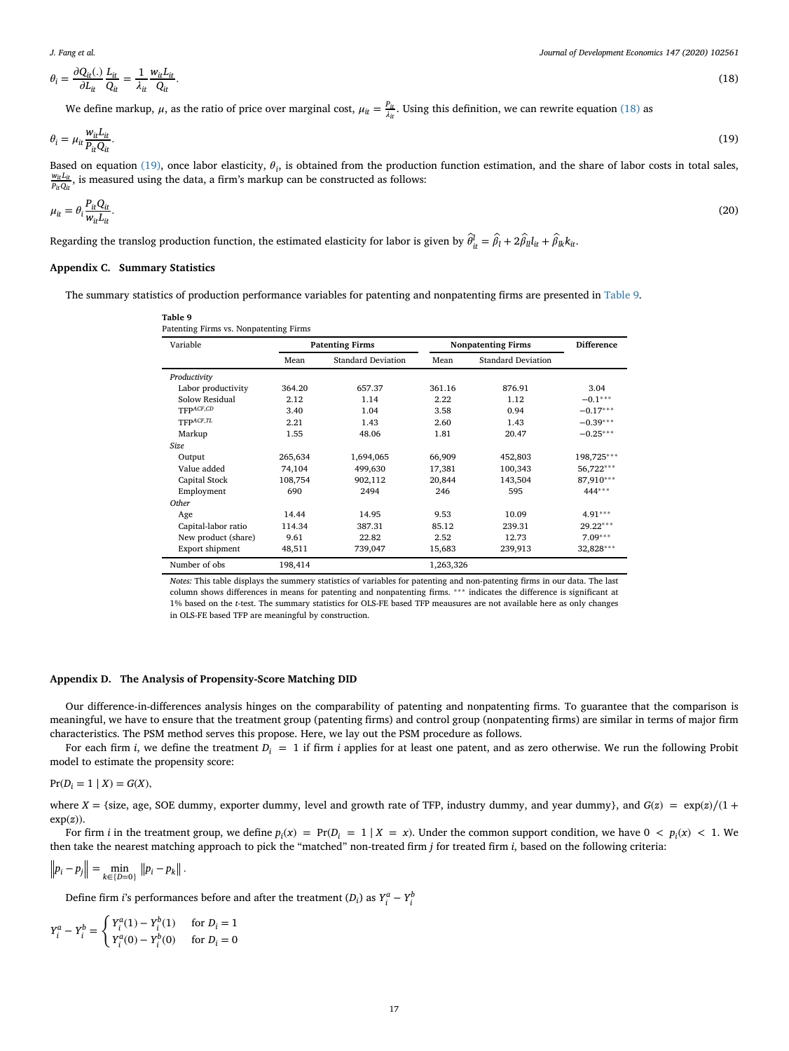$$\theta_i = \frac{\partial Q_{it}(.)}{\partial L_{it}} \frac{L_{it}}{Q_{it}} = \frac{1}{\lambda_{it}} \frac{w_{it} L_{it}}{Q_{it}}. \tag{18}$$

We define markup, $\mu$, as the ratio of price over marginal cost, $\mu_{it} = \frac{P_{it}}{\lambda_{it}}$. Using this definition, we can rewrite equation (18) as

$$\theta_i = \mu_{it} \frac{w_{it} L_{it}}{P_{it} Q_{it}}. \tag{19}$$

Based on equation (19), once labor elasticity, $\theta_i$, is obtained from the production function estimation, and the share of labor costs in total sales, $\frac{w_{it} L_{it}}{P_{it} Q_{it}}$, is measured using the data, a firm's markup can be constructed as follows:

$$\mu_{it} = \theta_i \frac{P_{it} Q_{it}}{w_{it} L_{it}}. \tag{20}$$

Regarding the translog production function, the estimated elasticity for labor is given by $\hat{\theta}^l_{it} = \hat{\beta}_l + 2\hat{\beta}_{ll} l_{it} + \hat{\beta}_{lk} k_{it}$.

## Appendix C. Summary Statistics

The summary statistics of production performance variables for patenting and nonpatenting firms are presented in Table 9.

**Table 9**
Patenting Firms vs. Nonpatenting Firms

| Variable | Patenting Firms | | Nonpatenting Firms | | Difference |
|---|---|---|---|---|---|
| | Mean | Standard Deviation | Mean | Standard Deviation | |
| *Productivity* | | | | | |
| Labor productivity | 364.20 | 657.37 | 361.16 | 876.91 | 3.04 |
| Solow Residual | 2.12 | 1.14 | 2.22 | 1.12 | −0.1*** |
| $TFP^{ACF,CD}$ | 3.40 | 1.04 | 3.58 | 0.94 | −0.17*** |
| $TFP^{ACF,TL}$ | 2.21 | 1.43 | 2.60 | 1.43 | −0.39*** |
| Markup | 1.55 | 48.06 | 1.81 | 20.47 | −0.25*** |
| *Size* | | | | | |
| Output | 265,634 | 1,694,065 | 66,909 | 452,803 | 198,725*** |
| Value added | 74,104 | 499,630 | 17,381 | 100,343 | 56,722*** |
| Capital Stock | 108,754 | 902,112 | 20,844 | 143,504 | 87,910*** |
| Employment | 690 | 2494 | 246 | 595 | 444*** |
| *Other* | | | | | |
| Age | 14.44 | 14.95 | 9.53 | 10.09 | 4.91*** |
| Capital-labor ratio | 114.34 | 387.31 | 85.12 | 239.31 | 29.22*** |
| New product (share) | 9.61 | 22.82 | 2.52 | 12.73 | 7.09*** |
| Export shipment | 48,511 | 739,047 | 15,683 | 239,913 | 32,828*** |
| Number of obs | 198,414 | | 1,263,326 | | |

*Notes:* This table displays the summery statistics of variables for patenting and non-patenting firms in our data. The last column shows differences in means for patenting and nonpatenting firms. *** indicates the difference is significant at 1% based on the *t*-test. The summary statistics for OLS-FE based TFP meausures are not available here as only changes in OLS-FE based TFP are meaningful by construction.

## Appendix D. The Analysis of Propensity-Score Matching DID

Our difference-in-differences analysis hinges on the comparability of patenting and nonpatenting firms. To guarantee that the comparison is meaningful, we have to ensure that the treatment group (patenting firms) and control group (nonpatenting firms) are similar in terms of major firm characteristics. The PSM method serves this propose. Here, we lay out the PSM procedure as follows.

For each firm $i$, we define the treatment $D_i = 1$ if firm $i$ applies for at least one patent, and as zero otherwise. We run the following Probit model to estimate the propensity score:

$$\Pr(D_i = 1 \mid X) = G(X),$$

where $X = \{$size, age, SOE dummy, exporter dummy, level and growth rate of TFP, industry dummy, and year dummy$\}$, and $G(z) = \exp(z)/(1 + \exp(z))$.

For firm $i$ in the treatment group, we define $p_i(x) = \Pr(D_i = 1 \mid X = x)$. Under the common support condition, we have $0 < p_i(x) < 1$. We then take the nearest matching approach to pick the "matched" non-treated firm $j$ for treated firm $i$, based on the following criteria:

$$\left\| p_i - p_j \right\| = \min_{k \in \{D=0\}} \left\| p_i - p_k \right\|.$$

Define firm $i$'s performances before and after the treatment ($D_i$) as $Y^a_i - Y^b_i$

$$Y^a_i - Y^b_i = \begin{cases} Y^a_i(1) - Y^b_i(1) & \text{for } D_i = 1 \\ Y^a_i(0) - Y^b_i(0) & \text{for } D_i = 0 \end{cases}$$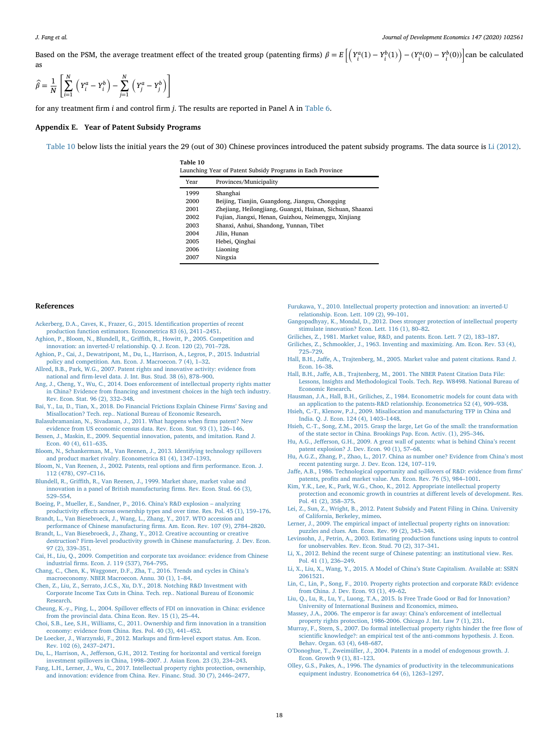Based on the PSM, the average treatment effect of the treated group (patenting firms) $\beta = E\left[\left(Y_i^a(1) - Y_i^b(1)\right) - \left(Y_i^a(0) - Y_i^b(0)\right)\right]$ can be calculated as

$$\hat{\beta} = \frac{1}{N}\left[\sum_{i=1}^{N}\left(Y_i^a - Y_i^b\right) - \sum_{j=1}^{N}\left(Y_j^a - Y_j^b\right)\right]$$

for any treatment firm $i$ and control firm $j$. The results are reported in Panel A in Table 6.

## Appendix E. Year of Patent Subsidy Programs

Table 10 below lists the initial years the 29 (out of 30) Chinese provinces introduced the patent subsidy programs. The data source is Li (2012).

**Table 10**
Launching Year of Patent Subsidy Programs in Each Province

| Year | Provinces/Municipality |
|---|---|
| 1999 | Shanghai |
| 2000 | Beijing, Tianjin, Guangdong, Jiangsu, Chongqing |
| 2001 | Zhejiang, Heilongjiang, Guangxi, Hainan, Sichuan, Shaanxi |
| 2002 | Fujian, Jiangxi, Henan, Guizhou, Neimenggu, Xinjiang |
| 2003 | Shanxi, Anhui, Shandong, Yunnan, Tibet |
| 2004 | Jilin, Hunan |
| 2005 | Hebei, Qinghai |
| 2006 | Liaoning |
| 2007 | Ningxia |

## References

Ackerberg, D.A., Caves, K., Frazer, G., 2015. Identification properties of recent production function estimators. Econometrica 83 (6), 2411–2451.

Aghion, P., Bloom, N., Blundell, R., Griffith, R., Howitt, P., 2005. Competition and innovation: an inverted-U relationship. Q. J. Econ. 120 (2), 701–728.

Aghion, P., Cai, J., Dewatripont, M., Du, L., Harrison, A., Legros, P., 2015. Industrial policy and competition. Am. Econ. J. Macroecon. 7 (4), 1–32.

Allred, B.B., Park, W.G., 2007. Patent rights and innovative activity: evidence from national and firm-level data. J. Int. Bus. Stud. 38 (6), 878–900.

Ang, J., Cheng, Y., Wu, C., 2014. Does enforcement of intellectual property rights matter in China? Evidence from financing and investment choices in the high tech industry. Rev. Econ. Stat. 96 (2), 332–348.

Bai, Y., Lu, D., Tian, X., 2018. Do Financial Frictions Explain Chinese Firms' Saving and Misallocation? Tech. rep.. National Bureau of Economic Research.

Balasubramanian, N., Sivadasan, J., 2011. What happens when firms patent? New evidence from US economic census data. Rev. Econ. Stat. 93 (1), 126–146.

Bessen, J., Maskin, E., 2009. Sequential innovation, patents, and imitation. Rand J. Econ. 40 (4), 611–635.

Bloom, N., Schankerman, M., Van Reenen, J., 2013. Identifying technology spillovers and product market rivalry. Econometrica 81 (4), 1347–1393.

Bloom, N., Van Reenen, J., 2002. Patents, real options and firm performance. Econ. J. 112 (478), C97–C116.

Blundell, R., Griffith, R., Van Reenen, J., 1999. Market share, market value and innovation in a panel of British manufacturing firms. Rev. Econ. Stud. 66 (3), 529–554.

Boeing, P., Mueller, E., Sandner, P., 2016. China's R&D explosion – analyzing productivity effects across ownership types and over time. Res. Pol. 45 (1), 159–176.

Brandt, L., Van Biesebroeck, J., Wang, L., Zhang, Y., 2017. WTO accession and performance of Chinese manufacturing firms. Am. Econ. Rev. 107 (9), 2784–2820.

Brandt, L., Van Biesebroeck, J., Zhang, Y., 2012. Creative accounting or creative destruction? Firm-level productivity growth in Chinese manufacturing. J. Dev. Econ. 97 (2), 339–351.

Cai, H., Liu, Q., 2009. Competition and corporate tax avoidance: evidence from Chinese industrial firms. Econ. J. 119 (537), 764–795.

Chang, C., Chen, K., Waggoner, D.F., Zha, T., 2016. Trends and cycles in China's macroeconomy. NBER Macroecon. Annu. 30 (1), 1–84.

Chen, Z., Liu, Z., Serrato, J.C.S., Xu, D.Y., 2018. Notching R&D Investment with Corporate Income Tax Cuts in China. Tech. rep.. National Bureau of Economic Research.

Cheung, K.-y., Ping, L., 2004. Spillover effects of FDI on innovation in China: evidence from the provincial data. China Econ. Rev. 15 (1), 25–44.

Choi, S.B., Lee, S.H., Williams, C., 2011. Ownership and firm innovation in a transition economy: evidence from China. Res. Pol. 40 (3), 441–452.

De Loecker, J., Warzynski, F., 2012. Markups and firm-level export status. Am. Econ. Rev. 102 (6), 2437–2471.

Du, L., Harrison, A., Jefferson, G.H., 2012. Testing for horizontal and vertical foreign investment spillovers in China, 1998–2007. J. Asian Econ. 23 (3), 234–243.

Fang, L.H., Lerner, J., Wu, C., 2017. Intellectual property rights protection, ownership, and innovation: evidence from China. Rev. Financ. Stud. 30 (7), 2446–2477.

Furukawa, Y., 2010. Intellectual property protection and innovation: an inverted-U relationship. Econ. Lett. 109 (2), 99–101.

Gangopadhyay, K., Mondal, D., 2012. Does stronger protection of intellectual property stimulate innovation? Econ. Lett. 116 (1), 80–82.

Griliches, Z., 1981. Market value, R&D, and patents. Econ. Lett. 7 (2), 183–187.

Griliches, Z., Schmookler, J., 1963. Inventing and maximizing. Am. Econ. Rev. 53 (4), 725–729.

Hall, B.H., Jaffe, A., Trajtenberg, M., 2005. Market value and patent citations. Rand J. Econ. 16–38.

Hall, B.H., Jaffe, A.B., Trajtenberg, M., 2001. The NBER Patent Citation Data File: Lessons, Insights and Methodological Tools. Tech. Rep. W8498. National Bureau of Economic Research.

Hausman, J.A., Hall, B.H., Griliches, Z., 1984. Econometric models for count data with an application to the patents-R&D relationship. Econometrica 52 (4), 909–938.

Hsieh, C.-T., Klenow, P.J., 2009. Misallocation and manufacturing TFP in China and India. Q. J. Econ. 124 (4), 1403–1448.

Hsieh, C.-T., Song, Z.M., 2015. Grasp the large, Let Go of the small: the transformation of the state sector in China. Brookings Pap. Econ. Activ. (1), 295–346.

Hu, A.G., Jefferson, G.H., 2009. A great wall of patents: what is behind China's recent patent explosion? J. Dev. Econ. 90 (1), 57–68.

Hu, A.G.Z., Zhang, P., Zhao, L., 2017. China as number one? Evidence from China's most recent patenting surge. J. Dev. Econ. 124, 107–119.

Jaffe, A.B., 1986. Technological opportunity and spillovers of R&D: evidence from firms' patents, profits and market value. Am. Econ. Rev. 76 (5), 984–1001.

Kim, Y.K., Lee, K., Park, W.G., Choo, K., 2012. Appropriate intellectual property protection and economic growth in countries at different levels of development. Res. Pol. 41 (2), 358–375.

Lei, Z., Sun, Z., Wright, B., 2012. Patent Subsidy and Patent Filing in China. University of California, Berkeley, mimeo.

Lerner, J., 2009. The empirical impact of intellectual property rights on innovation: puzzles and clues. Am. Econ. Rev. 99 (2), 343–348.

Levinsohn, J., Petrin, A., 2003. Estimating production functions using inputs to control for unobservables. Rev. Econ. Stud. 70 (2), 317–341.

Li, X., 2012. Behind the recent surge of Chinese patenting: an institutional view. Res. Pol. 41 (1), 236–249.

Li, X., Liu, X., Wang, Y., 2015. A Model of China's State Capitalism. Available at: SSRN 2061521.

Lin, C., Lin, P., Song, F., 2010. Property rights protection and corporate R&D: evidence from China. J. Dev. Econ. 93 (1), 49–62.

Liu, Q., Lu, R., Lu, Y., Luong, T.A., 2015. Is Free Trade Good or Bad for Innovation? University of International Business and Economics, mimeo.

Massey, J.A., 2006. The emperor is far away: China's enforcement of intellectual property rights protection, 1986-2006. Chicago J. Int. Law 7 (1), 231.

Murray, F., Stern, S., 2007. Do formal intellectual property rights hinder the free flow of scientific knowledge?: an empirical test of the anti-commons hypothesis. J. Econ. Behav. Organ. 63 (4), 648–687.

O'Donoghue, T., Zweimüller, J., 2004. Patents in a model of endogenous growth. J. Econ. Growth 9 (1), 81–123.

Olley, G.S., Pakes, A., 1996. The dynamics of productivity in the telecommunications equipment industry. Econometrica 64 (6), 1263–1297.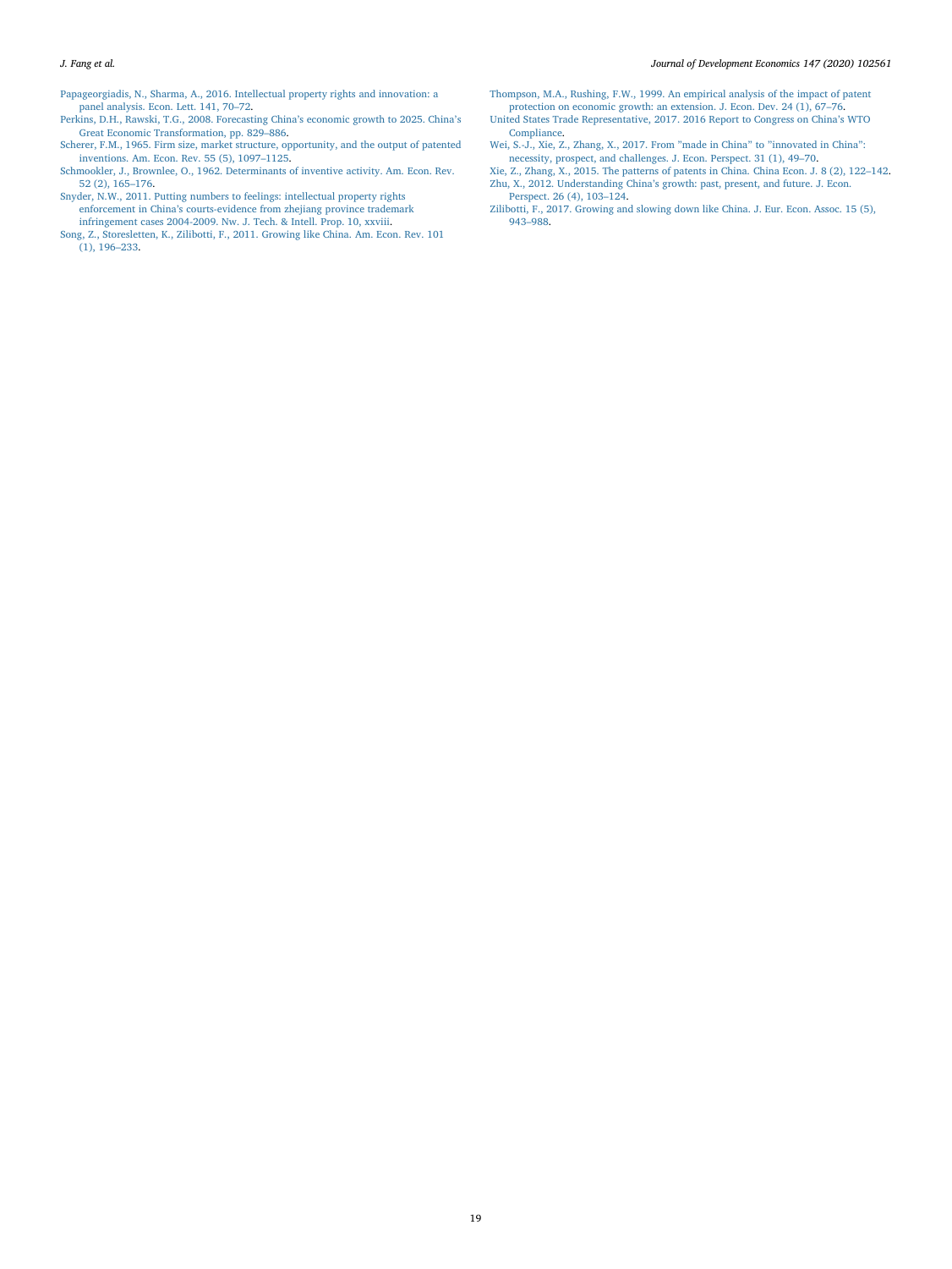Papageorgiadis, N., Sharma, A., 2016. Intellectual property rights and innovation: a panel analysis. Econ. Lett. 141, 70–72.

Perkins, D.H., Rawski, T.G., 2008. Forecasting China's economic growth to 2025. China's Great Economic Transformation, pp. 829–886.

Scherer, F.M., 1965. Firm size, market structure, opportunity, and the output of patented inventions. Am. Econ. Rev. 55 (5), 1097–1125.

Schmookler, J., Brownlee, O., 1962. Determinants of inventive activity. Am. Econ. Rev. 52 (2), 165–176.

Snyder, N.W., 2011. Putting numbers to feelings: intellectual property rights enforcement in China's courts-evidence from zhejiang province trademark infringement cases 2004-2009. Nw. J. Tech. & Intell. Prop. 10, xxviii.

Song, Z., Storesletten, K., Zilibotti, F., 2011. Growing like China. Am. Econ. Rev. 101 (1), 196–233.

Thompson, M.A., Rushing, F.W., 1999. An empirical analysis of the impact of patent protection on economic growth: an extension. J. Econ. Dev. 24 (1), 67–76.

United States Trade Representative, 2017. 2016 Report to Congress on China's WTO Compliance.

Wei, S.-J., Xie, Z., Zhang, X., 2017. From "made in China" to "innovated in China": necessity, prospect, and challenges. J. Econ. Perspect. 31 (1), 49–70.

Xie, Z., Zhang, X., 2015. The patterns of patents in China. China Econ. J. 8 (2), 122–142.

Zhu, X., 2012. Understanding China's growth: past, present, and future. J. Econ. Perspect. 26 (4), 103–124.

Zilibotti, F., 2017. Growing and slowing down like China. J. Eur. Econ. Assoc. 15 (5), 943–988.